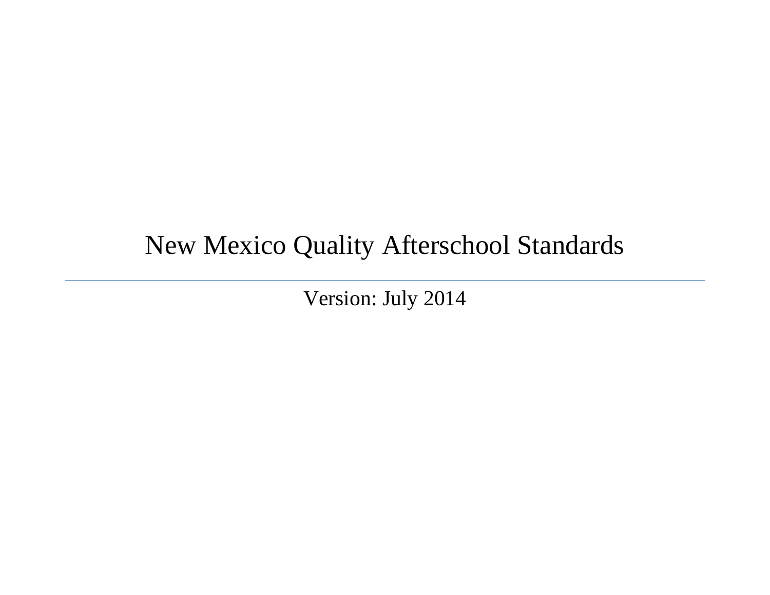# New Mexico Quality Afterschool Standards

Version: July 2014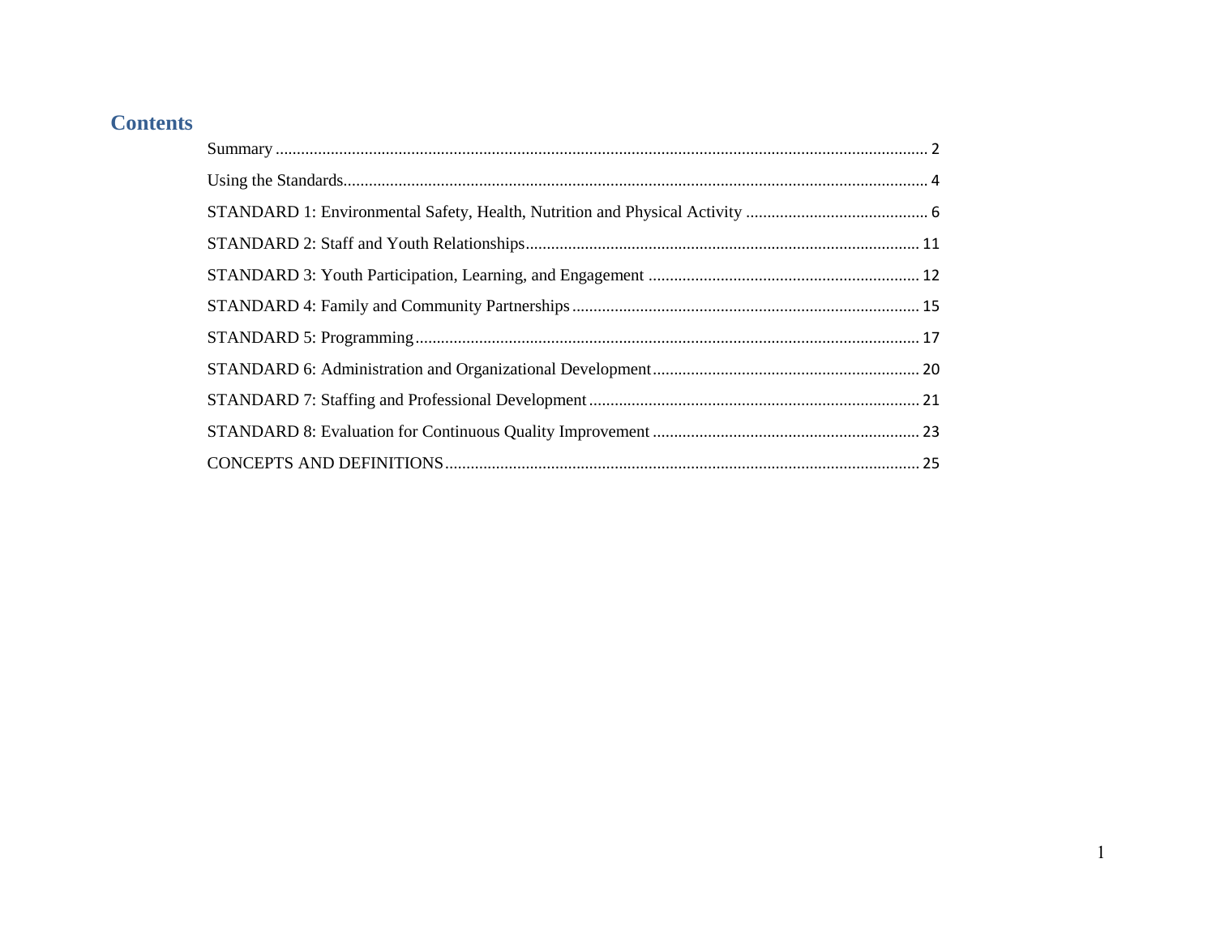# Contents

Summary ........ 2

Using the Standards ........ 4

STANDARD 1: Environmental Safety, Health, Nutrition and Physical Activity ........ 6

STANDARD 2: Staff and Youth Relationships ........ 11

STANDARD 3: Youth Participation, Learning, and Engagement ........ 12

STANDARD 4: Family and Community Partnerships ........ 15

STANDARD 5: Programming ........ 17

STANDARD 6: Administration and Organizational Development ........ 20

STANDARD 7: Staffing and Professional Development ........ 21

STANDARD 8: Evaluation for Continuous Quality Improvement ........ 23

CONCEPTS AND DEFINITIONS ........ 25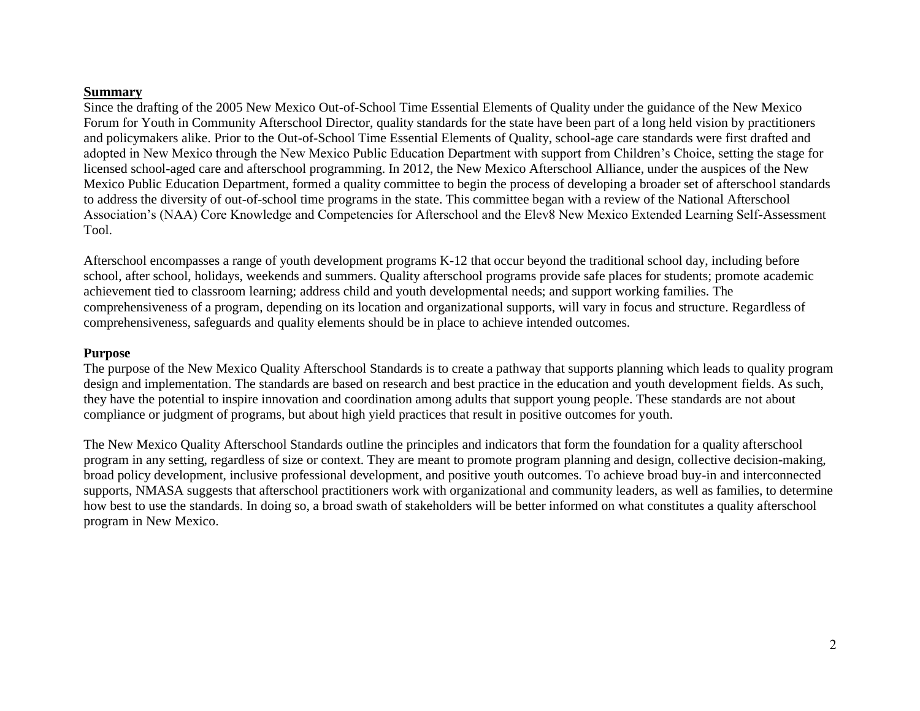## Summary

Since the drafting of the 2005 New Mexico Out-of-School Time Essential Elements of Quality under the guidance of the New Mexico Forum for Youth in Community Afterschool Director, quality standards for the state have been part of a long held vision by practitioners and policymakers alike. Prior to the Out-of-School Time Essential Elements of Quality, school-age care standards were first drafted and adopted in New Mexico through the New Mexico Public Education Department with support from Children's Choice, setting the stage for licensed school-aged care and afterschool programming. In 2012, the New Mexico Afterschool Alliance, under the auspices of the New Mexico Public Education Department, formed a quality committee to begin the process of developing a broader set of afterschool standards to address the diversity of out-of-school time programs in the state. This committee began with a review of the National Afterschool Association's (NAA) Core Knowledge and Competencies for Afterschool and the Elev8 New Mexico Extended Learning Self-Assessment Tool.

Afterschool encompasses a range of youth development programs K-12 that occur beyond the traditional school day, including before school, after school, holidays, weekends and summers. Quality afterschool programs provide safe places for students; promote academic achievement tied to classroom learning; address child and youth developmental needs; and support working families. The comprehensiveness of a program, depending on its location and organizational supports, will vary in focus and structure. Regardless of comprehensiveness, safeguards and quality elements should be in place to achieve intended outcomes.

## Purpose

The purpose of the New Mexico Quality Afterschool Standards is to create a pathway that supports planning which leads to quality program design and implementation. The standards are based on research and best practice in the education and youth development fields. As such, they have the potential to inspire innovation and coordination among adults that support young people. These standards are not about compliance or judgment of programs, but about high yield practices that result in positive outcomes for youth.

The New Mexico Quality Afterschool Standards outline the principles and indicators that form the foundation for a quality afterschool program in any setting, regardless of size or context. They are meant to promote program planning and design, collective decision-making, broad policy development, inclusive professional development, and positive youth outcomes. To achieve broad buy-in and interconnected supports, NMASA suggests that afterschool practitioners work with organizational and community leaders, as well as families, to determine how best to use the standards. In doing so, a broad swath of stakeholders will be better informed on what constitutes a quality afterschool program in New Mexico.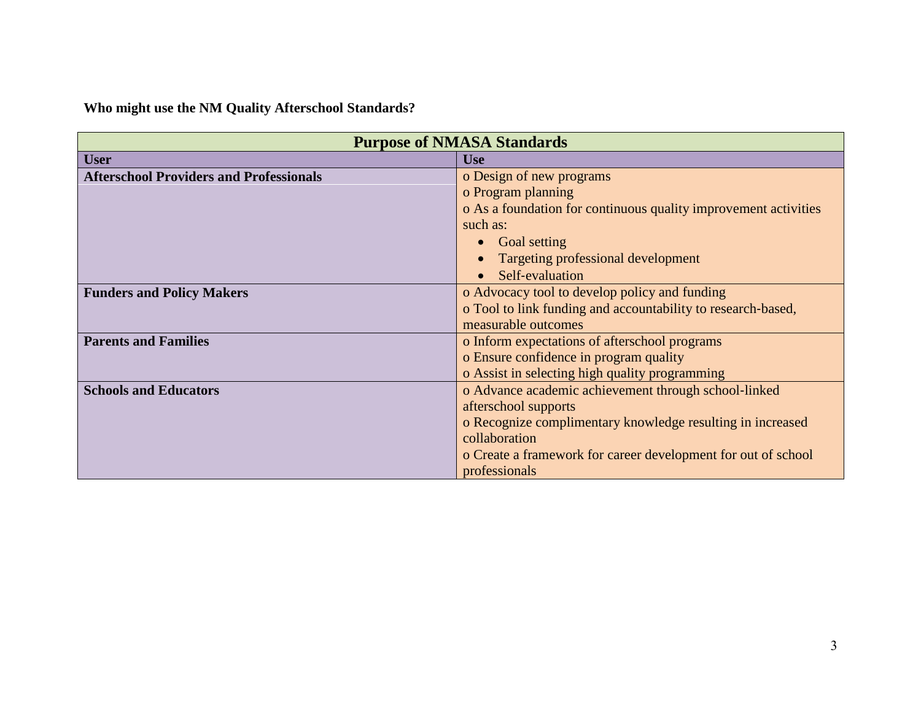**Who might use the NM Quality Afterschool Standards?**

| Purpose of NMASA Standards | |
|---|---|
| **User** | **Use** |
| **Afterschool Providers and Professionals** | o Design of new programs<br>o Program planning<br>o As a foundation for continuous quality improvement activities such as:<br>• Goal setting<br>• Targeting professional development<br>• Self-evaluation |
| **Funders and Policy Makers** | o Advocacy tool to develop policy and funding<br>o Tool to link funding and accountability to research-based, measurable outcomes |
| **Parents and Families** | o Inform expectations of afterschool programs<br>o Ensure confidence in program quality<br>o Assist in selecting high quality programming |
| **Schools and Educators** | o Advance academic achievement through school-linked afterschool supports<br>o Recognize complimentary knowledge resulting in increased collaboration<br>o Create a framework for career development for out of school professionals |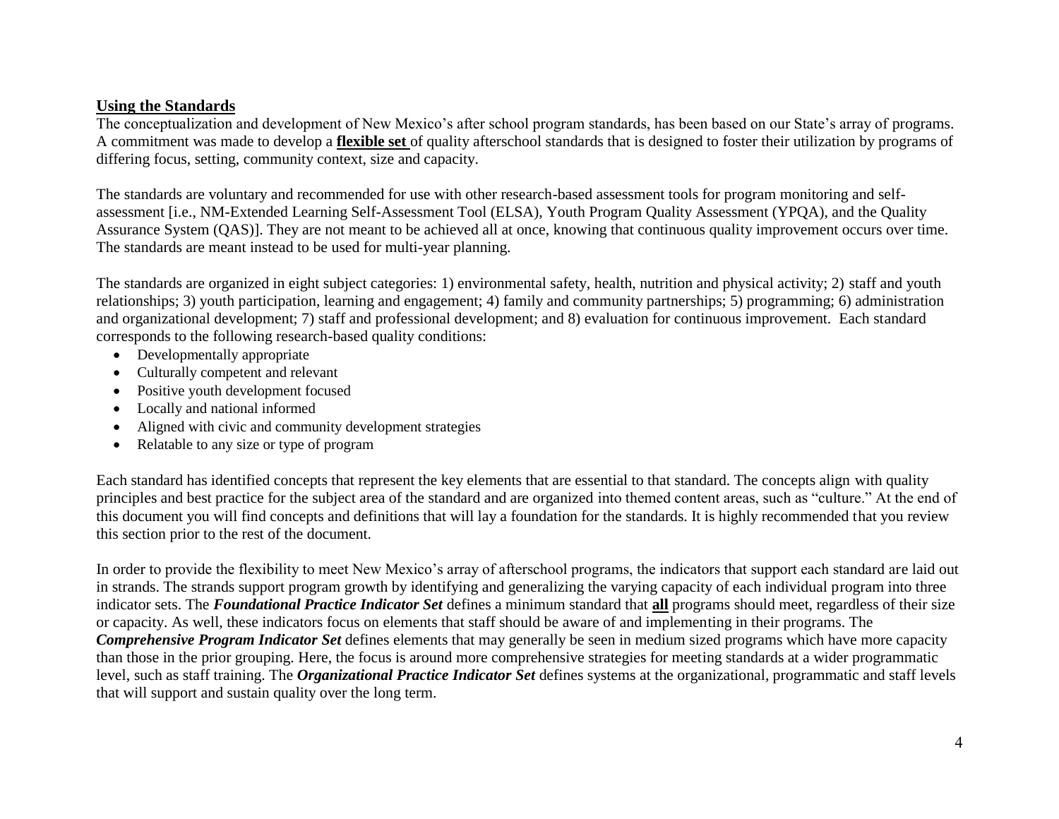## **Using the Standards**

The conceptualization and development of New Mexico's after school program standards, has been based on our State's array of programs. A commitment was made to develop a **flexible set** of quality afterschool standards that is designed to foster their utilization by programs of differing focus, setting, community context, size and capacity.

The standards are voluntary and recommended for use with other research-based assessment tools for program monitoring and self-assessment [i.e., NM-Extended Learning Self-Assessment Tool (ELSA), Youth Program Quality Assessment (YPQA), and the Quality Assurance System (QAS)]. They are not meant to be achieved all at once, knowing that continuous quality improvement occurs over time. The standards are meant instead to be used for multi-year planning.

The standards are organized in eight subject categories: 1) environmental safety, health, nutrition and physical activity; 2) staff and youth relationships; 3) youth participation, learning and engagement; 4) family and community partnerships; 5) programming; 6) administration and organizational development; 7) staff and professional development; and 8) evaluation for continuous improvement. Each standard corresponds to the following research-based quality conditions:

- Developmentally appropriate
- Culturally competent and relevant
- Positive youth development focused
- Locally and national informed
- Aligned with civic and community development strategies
- Relatable to any size or type of program

Each standard has identified concepts that represent the key elements that are essential to that standard. The concepts align with quality principles and best practice for the subject area of the standard and are organized into themed content areas, such as "culture." At the end of this document you will find concepts and definitions that will lay a foundation for the standards. It is highly recommended that you review this section prior to the rest of the document.

In order to provide the flexibility to meet New Mexico's array of afterschool programs, the indicators that support each standard are laid out in strands. The strands support program growth by identifying and generalizing the varying capacity of each individual program into three indicator sets. The ***Foundational Practice Indicator Set*** defines a minimum standard that **all** programs should meet, regardless of their size or capacity. As well, these indicators focus on elements that staff should be aware of and implementing in their programs. The ***Comprehensive Program Indicator Set*** defines elements that may generally be seen in medium sized programs which have more capacity than those in the prior grouping. Here, the focus is around more comprehensive strategies for meeting standards at a wider programmatic level, such as staff training. The ***Organizational Practice Indicator Set*** defines systems at the organizational, programmatic and staff levels that will support and sustain quality over the long term.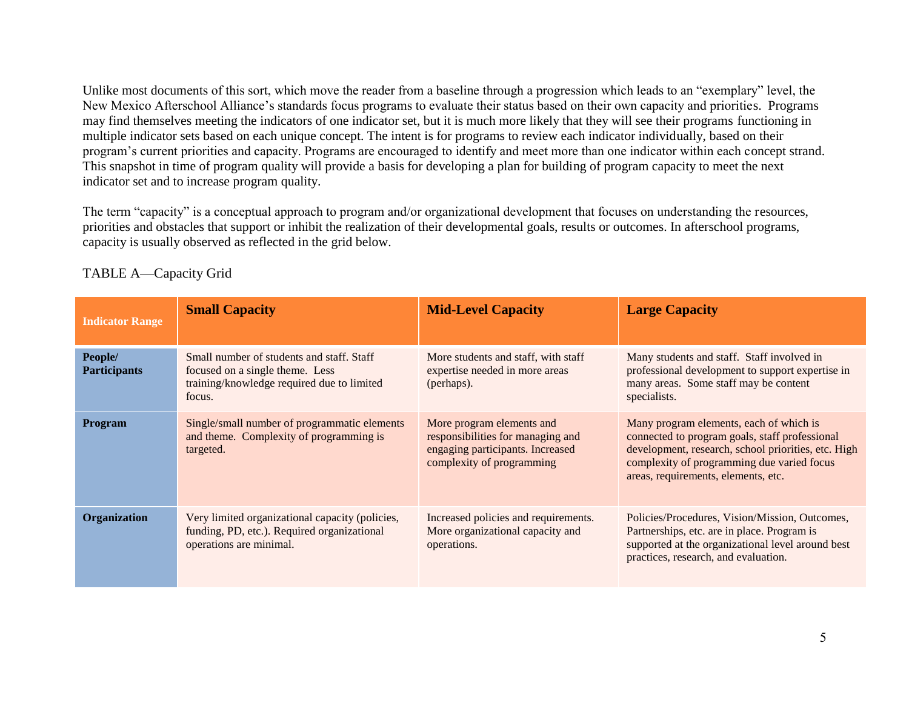Unlike most documents of this sort, which move the reader from a baseline through a progression which leads to an "exemplary" level, the New Mexico Afterschool Alliance's standards focus programs to evaluate their status based on their own capacity and priorities. Programs may find themselves meeting the indicators of one indicator set, but it is much more likely that they will see their programs functioning in multiple indicator sets based on each unique concept. The intent is for programs to review each indicator individually, based on their program's current priorities and capacity. Programs are encouraged to identify and meet more than one indicator within each concept strand. This snapshot in time of program quality will provide a basis for developing a plan for building of program capacity to meet the next indicator set and to increase program quality.

The term "capacity" is a conceptual approach to program and/or organizational development that focuses on understanding the resources, priorities and obstacles that support or inhibit the realization of their developmental goals, results or outcomes. In afterschool programs, capacity is usually observed as reflected in the grid below.

TABLE A—Capacity Grid

| Indicator Range | Small Capacity | Mid-Level Capacity | Large Capacity |
|---|---|---|---|
| **People/ Participants** | Small number of students and staff. Staff focused on a single theme. Less training/knowledge required due to limited focus. | More students and staff, with staff expertise needed in more areas (perhaps). | Many students and staff. Staff involved in professional development to support expertise in many areas. Some staff may be content specialists. |
| **Program** | Single/small number of programmatic elements and theme. Complexity of programming is targeted. | More program elements and responsibilities for managing and engaging participants. Increased complexity of programming | Many program elements, each of which is connected to program goals, staff professional development, research, school priorities, etc. High complexity of programming due varied focus areas, requirements, elements, etc. |
| **Organization** | Very limited organizational capacity (policies, funding, PD, etc.). Required organizational operations are minimal. | Increased policies and requirements. More organizational capacity and operations. | Policies/Procedures, Vision/Mission, Outcomes, Partnerships, etc. are in place. Program is supported at the organizational level around best practices, research, and evaluation. |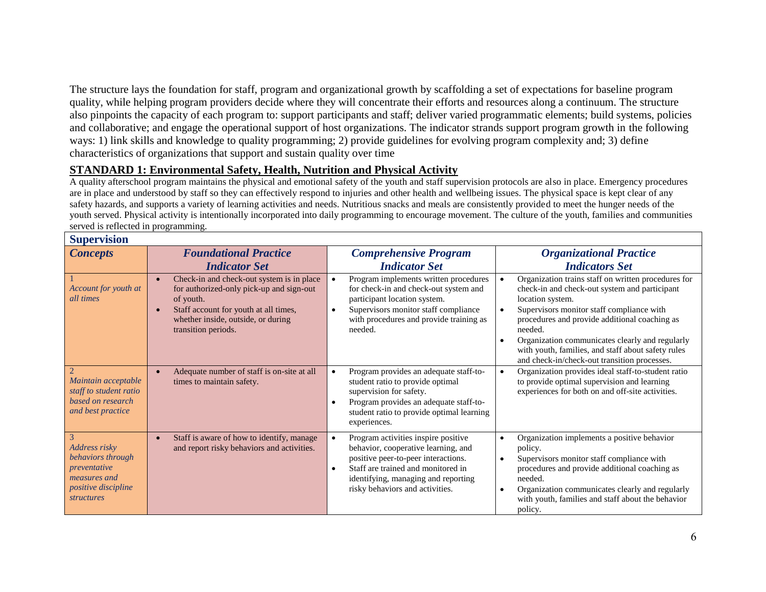The structure lays the foundation for staff, program and organizational growth by scaffolding a set of expectations for baseline program quality, while helping program providers decide where they will concentrate their efforts and resources along a continuum. The structure also pinpoints the capacity of each program to: support participants and staff; deliver varied programmatic elements; build systems, policies and collaborative; and engage the operational support of host organizations. The indicator strands support program growth in the following ways: 1) link skills and knowledge to quality programming; 2) provide guidelines for evolving program complexity and; 3) define characteristics of organizations that support and sustain quality over time

## STANDARD 1: Environmental Safety, Health, Nutrition and Physical Activity

A quality afterschool program maintains the physical and emotional safety of the youth and staff supervision protocols are also in place. Emergency procedures are in place and understood by staff so they can effectively respond to injuries and other health and wellbeing issues. The physical space is kept clear of any safety hazards, and supports a variety of learning activities and needs. Nutritious snacks and meals are consistently provided to meet the hunger needs of the youth served. Physical activity is intentionally incorporated into daily programming to encourage movement. The culture of the youth, families and communities served is reflected in programming.

### Supervision

| *Concepts* | *Foundational Practice Indicator Set* | *Comprehensive Program Indicator Set* | *Organizational Practice Indicators Set* |
|---|---|---|---|
| 1 *Account for youth at all times* | • Check-in and check-out system is in place for authorized-only pick-up and sign-out of youth.<br>• Staff account for youth at all times, whether inside, outside, or during transition periods. | • Program implements written procedures for check-in and check-out system and participant location system.<br>• Supervisors monitor staff compliance with procedures and provide training as needed. | • Organization trains staff on written procedures for check-in and check-out system and participant location system.<br>• Supervisors monitor staff compliance with procedures and provide additional coaching as needed.<br>• Organization communicates clearly and regularly with youth, families, and staff about safety rules and check-in/check-out transition processes. |
| 2 *Maintain acceptable staff to student ratio based on research and best practice* | • Adequate number of staff is on-site at all times to maintain safety. | • Program provides an adequate staff-to-student ratio to provide optimal supervision for safety.<br>• Program provides an adequate staff-to-student ratio to provide optimal learning experiences. | • Organization provides ideal staff-to-student ratio to provide optimal supervision and learning experiences for both on and off-site activities. |
| 3 *Address risky behaviors through preventative measures and positive discipline structures* | • Staff is aware of how to identify, manage and report risky behaviors and activities. | • Program activities inspire positive behavior, cooperative learning, and positive peer-to-peer interactions.<br>• Staff are trained and monitored in identifying, managing and reporting risky behaviors and activities. | • Organization implements a positive behavior policy.<br>• Supervisors monitor staff compliance with procedures and provide additional coaching as needed.<br>• Organization communicates clearly and regularly with youth, families and staff about the behavior policy. |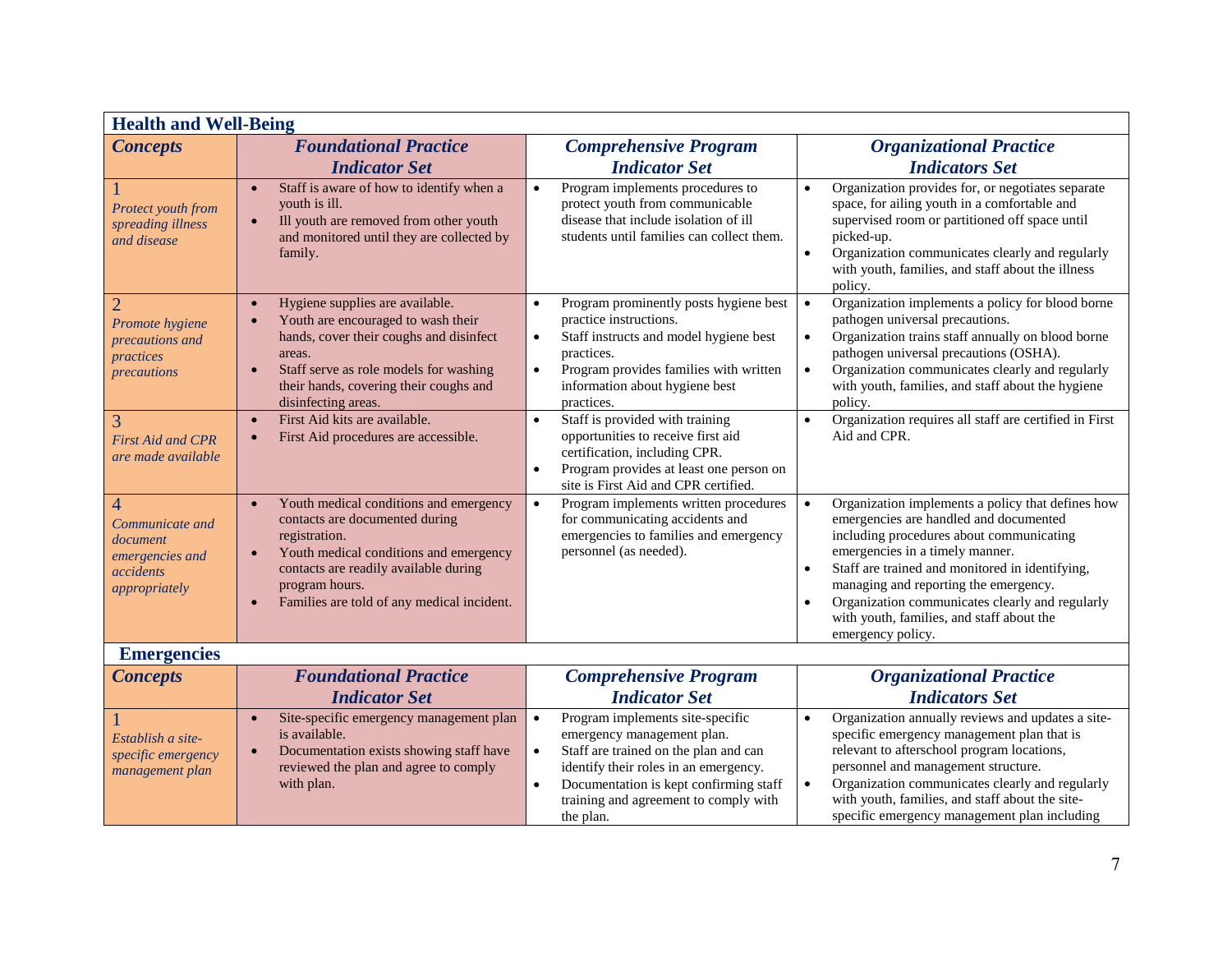## Health and Well-Being

| Concepts | Foundational Practice Indicator Set | Comprehensive Program Indicator Set | Organizational Practice Indicators Set |
|---|---|---|---|
| 1 *Protect youth from spreading illness and disease* | • Staff is aware of how to identify when a youth is ill.<br>• Ill youth are removed from other youth and monitored until they are collected by family. | • Program implements procedures to protect youth from communicable disease that include isolation of ill students until families can collect them. | • Organization provides for, or negotiates separate space, for ailing youth in a comfortable and supervised room or partitioned off space until picked-up.<br>• Organization communicates clearly and regularly with youth, families, and staff about the illness policy. |
| 2 *Promote hygiene precautions and practices precautions* | • Hygiene supplies are available.<br>• Youth are encouraged to wash their hands, cover their coughs and disinfect areas.<br>• Staff serve as role models for washing their hands, covering their coughs and disinfecting areas. | • Program prominently posts hygiene best practice instructions.<br>• Staff instructs and model hygiene best practices.<br>• Program provides families with written information about hygiene best practices. | • Organization implements a policy for blood borne pathogen universal precautions.<br>• Organization trains staff annually on blood borne pathogen universal precautions (OSHA).<br>• Organization communicates clearly and regularly with youth, families, and staff about the hygiene policy. |
| 3 *First Aid and CPR are made available* | • First Aid kits are available.<br>• First Aid procedures are accessible. | • Staff is provided with training opportunities to receive first aid certification, including CPR.<br>• Program provides at least one person on site is First Aid and CPR certified. | • Organization requires all staff are certified in First Aid and CPR. |
| 4 *Communicate and document emergencies and accidents appropriately* | • Youth medical conditions and emergency contacts are documented during registration.<br>• Youth medical conditions and emergency contacts are readily available during program hours.<br>• Families are told of any medical incident. | • Program implements written procedures for communicating accidents and emergencies to families and emergency personnel (as needed). | • Organization implements a policy that defines how emergencies are handled and documented including procedures about communicating emergencies in a timely manner.<br>• Staff are trained and monitored in identifying, managing and reporting the emergency.<br>• Organization communicates clearly and regularly with youth, families, and staff about the emergency policy. |

## Emergencies

| Concepts | Foundational Practice Indicator Set | Comprehensive Program Indicator Set | Organizational Practice Indicators Set |
|---|---|---|---|
| 1 *Establish a site-specific emergency management plan* | • Site-specific emergency management plan is available.<br>• Documentation exists showing staff have reviewed the plan and agree to comply with plan. | • Program implements site-specific emergency management plan.<br>• Staff are trained on the plan and can identify their roles in an emergency.<br>• Documentation is kept confirming staff training and agreement to comply with the plan. | • Organization annually reviews and updates a site-specific emergency management plan that is relevant to afterschool program locations, personnel and management structure.<br>• Organization communicates clearly and regularly with youth, families, and staff about the site-specific emergency management plan including |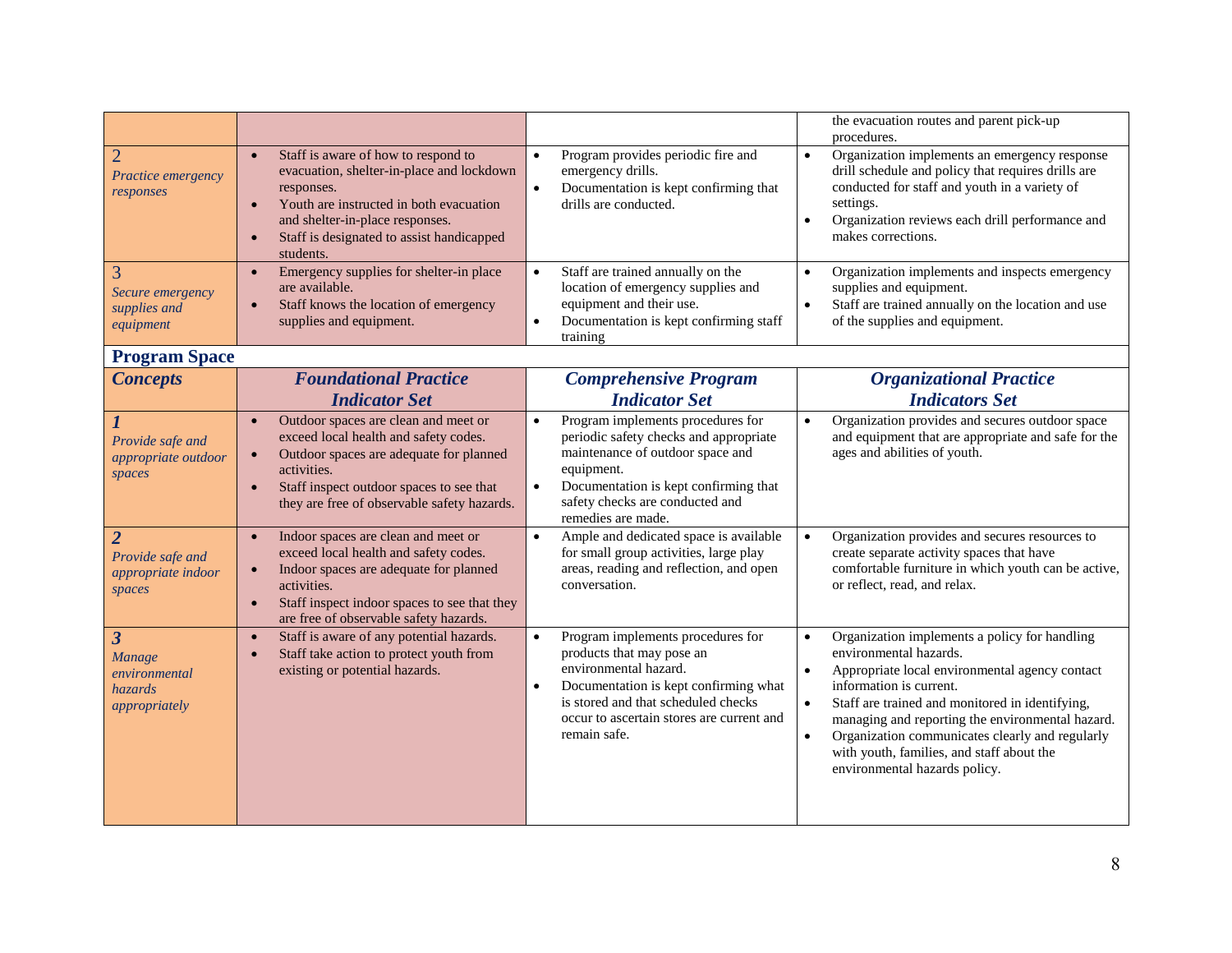| | | | |
|---|---|---|---|
| | | | the evacuation routes and parent pick-up procedures. |
| 2 *Practice emergency responses* | • Staff is aware of how to respond to evacuation, shelter-in-place and lockdown responses. • Youth are instructed in both evacuation and shelter-in-place responses. • Staff is designated to assist handicapped students. | • Program provides periodic fire and emergency drills. • Documentation is kept confirming that drills are conducted. | • Organization implements an emergency response drill schedule and policy that requires drills are conducted for staff and youth in a variety of settings. • Organization reviews each drill performance and makes corrections. |
| 3 *Secure emergency supplies and equipment* | • Emergency supplies for shelter-in place are available. • Staff knows the location of emergency supplies and equipment. | • Staff are trained annually on the location of emergency supplies and equipment and their use. • Documentation is kept confirming staff training | • Organization implements and inspects emergency supplies and equipment. • Staff are trained annually on the location and use of the supplies and equipment. |

## Program Space

| ***Concepts*** | ***Foundational Practice Indicator Set*** | ***Comprehensive Program Indicator Set*** | ***Organizational Practice Indicators Set*** |
|---|---|---|---|
| ***1*** *Provide safe and appropriate outdoor spaces* | • Outdoor spaces are clean and meet or exceed local health and safety codes. • Outdoor spaces are adequate for planned activities. • Staff inspect outdoor spaces to see that they are free of observable safety hazards. | • Program implements procedures for periodic safety checks and appropriate maintenance of outdoor space and equipment. • Documentation is kept confirming that safety checks are conducted and remedies are made. | • Organization provides and secures outdoor space and equipment that are appropriate and safe for the ages and abilities of youth. |
| ***2*** *Provide safe and appropriate indoor spaces* | • Indoor spaces are clean and meet or exceed local health and safety codes. • Indoor spaces are adequate for planned activities. • Staff inspect indoor spaces to see that they are free of observable safety hazards. | • Ample and dedicated space is available for small group activities, large play areas, reading and reflection, and open conversation. | • Organization provides and secures resources to create separate activity spaces that have comfortable furniture in which youth can be active, or reflect, read, and relax. |
| ***3*** *Manage environmental hazards appropriately* | • Staff is aware of any potential hazards. • Staff take action to protect youth from existing or potential hazards. | • Program implements procedures for products that may pose an environmental hazard. • Documentation is kept confirming what is stored and that scheduled checks occur to ascertain stores are current and remain safe. | • Organization implements a policy for handling environmental hazards. • Appropriate local environmental agency contact information is current. • Staff are trained and monitored in identifying, managing and reporting the environmental hazard. • Organization communicates clearly and regularly with youth, families, and staff about the environmental hazards policy. |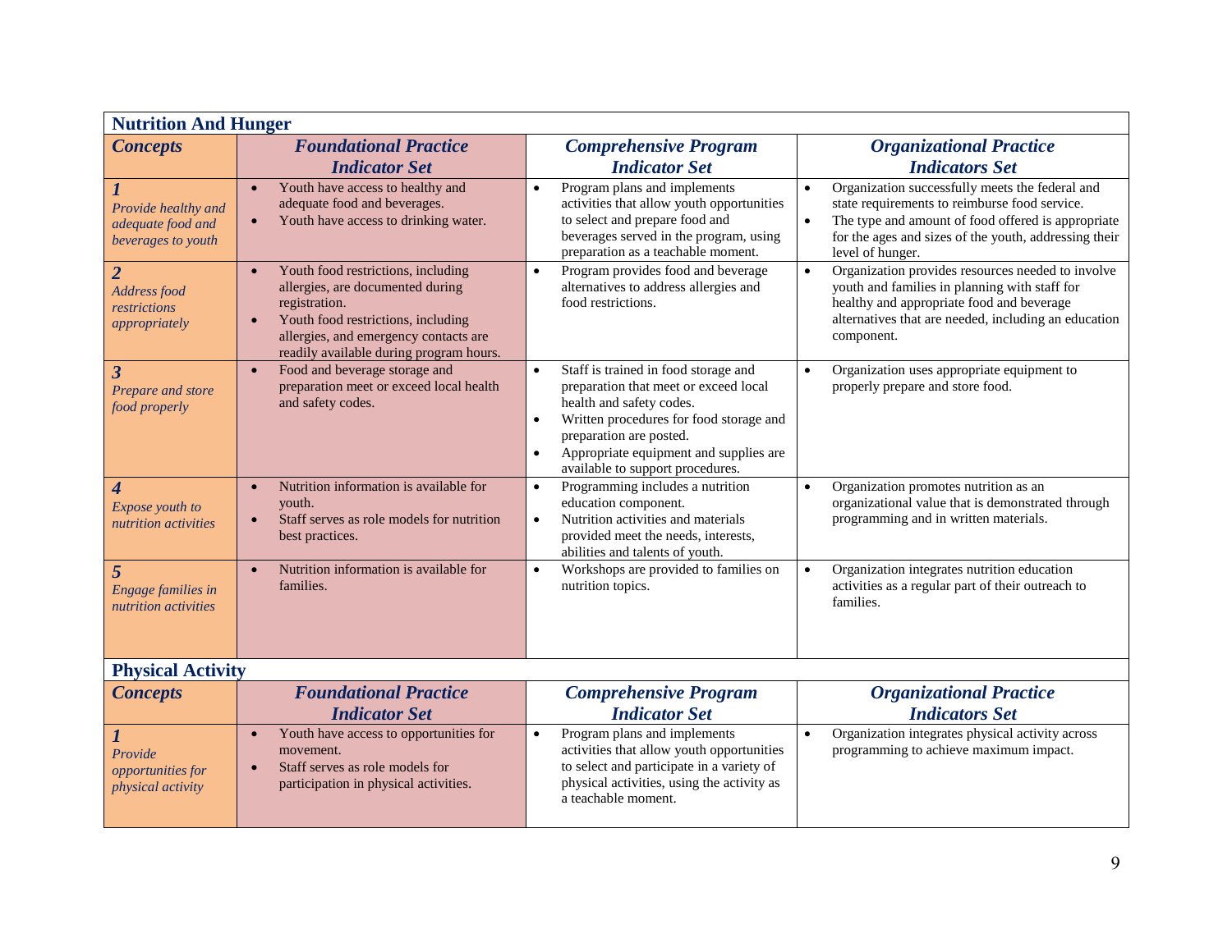| **Nutrition And Hunger** | | | |
|---|---|---|---|
| ***Concepts*** | ***Foundational Practice Indicator Set*** | ***Comprehensive Program Indicator Set*** | ***Organizational Practice Indicators Set*** |
| ***1*** *Provide healthy and adequate food and beverages to youth* | • Youth have access to healthy and adequate food and beverages. <br>• Youth have access to drinking water. | • Program plans and implements activities that allow youth opportunities to select and prepare food and beverages served in the program, using preparation as a teachable moment. | • Organization successfully meets the federal and state requirements to reimburse food service. <br>• The type and amount of food offered is appropriate for the ages and sizes of the youth, addressing their level of hunger. |
| ***2*** *Address food restrictions appropriately* | • Youth food restrictions, including allergies, are documented during registration. <br>• Youth food restrictions, including allergies, and emergency contacts are readily available during program hours. | • Program provides food and beverage alternatives to address allergies and food restrictions. | • Organization provides resources needed to involve youth and families in planning with staff for healthy and appropriate food and beverage alternatives that are needed, including an education component. |
| ***3*** *Prepare and store food properly* | • Food and beverage storage and preparation meet or exceed local health and safety codes. | • Staff is trained in food storage and preparation that meet or exceed local health and safety codes. <br>• Written procedures for food storage and preparation are posted. <br>• Appropriate equipment and supplies are available to support procedures. | • Organization uses appropriate equipment to properly prepare and store food. |
| ***4*** *Expose youth to nutrition activities* | • Nutrition information is available for youth. <br>• Staff serves as role models for nutrition best practices. | • Programming includes a nutrition education component. <br>• Nutrition activities and materials provided meet the needs, interests, abilities and talents of youth. | • Organization promotes nutrition as an organizational value that is demonstrated through programming and in written materials. |
| ***5*** *Engage families in nutrition activities* | • Nutrition information is available for families. | • Workshops are provided to families on nutrition topics. | • Organization integrates nutrition education activities as a regular part of their outreach to families. |

| **Physical Activity** | | | |
|---|---|---|---|
| ***Concepts*** | ***Foundational Practice Indicator Set*** | ***Comprehensive Program Indicator Set*** | ***Organizational Practice Indicators Set*** |
| ***1*** *Provide opportunities for physical activity* | • Youth have access to opportunities for movement. <br>• Staff serves as role models for participation in physical activities. | • Program plans and implements activities that allow youth opportunities to select and participate in a variety of physical activities, using the activity as a teachable moment. | • Organization integrates physical activity across programming to achieve maximum impact. |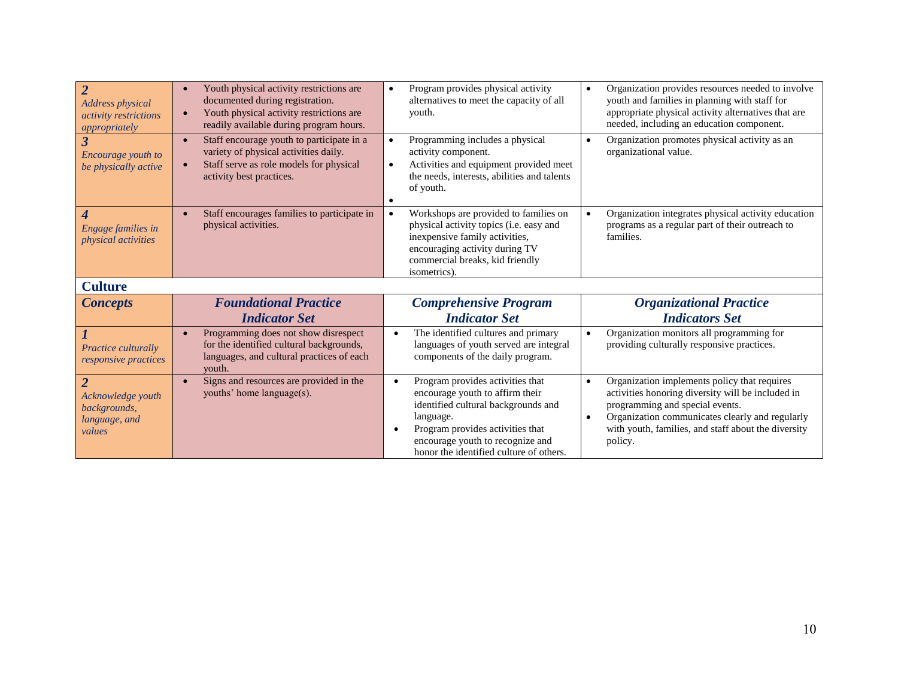| | | | |
|---|---|---|---|
| ***2*** *Address physical activity restrictions appropriately* | • Youth physical activity restrictions are documented during registration.<br>• Youth physical activity restrictions are readily available during program hours. | • Program provides physical activity alternatives to meet the capacity of all youth. | • Organization provides resources needed to involve youth and families in planning with staff for appropriate physical activity alternatives that are needed, including an education component. |
| ***3*** *Encourage youth to be physically active* | • Staff encourage youth to participate in a variety of physical activities daily.<br>• Staff serve as role models for physical activity best practices. | • Programming includes a physical activity component.<br>• Activities and equipment provided meet the needs, interests, abilities and talents of youth.<br>• | • Organization promotes physical activity as an organizational value. |
| ***4*** *Engage families in physical activities* | • Staff encourages families to participate in physical activities. | • Workshops are provided to families on physical activity topics (i.e. easy and inexpensive family activities, encouraging activity during TV commercial breaks, kid friendly isometrics). | • Organization integrates physical activity education programs as a regular part of their outreach to families. |

## Culture

| ***Concepts*** | ***Foundational Practice Indicator Set*** | ***Comprehensive Program Indicator Set*** | ***Organizational Practice Indicators Set*** |
|---|---|---|---|
| ***1*** *Practice culturally responsive practices* | • Programming does not show disrespect for the identified cultural backgrounds, languages, and cultural practices of each youth. | • The identified cultures and primary languages of youth served are integral components of the daily program. | • Organization monitors all programming for providing culturally responsive practices. |
| ***2*** *Acknowledge youth backgrounds, language, and values* | • Signs and resources are provided in the youths' home language(s). | • Program provides activities that encourage youth to affirm their identified cultural backgrounds and language.<br>• Program provides activities that encourage youth to recognize and honor the identified culture of others. | • Organization implements policy that requires activities honoring diversity will be included in programming and special events.<br>• Organization communicates clearly and regularly with youth, families, and staff about the diversity policy. |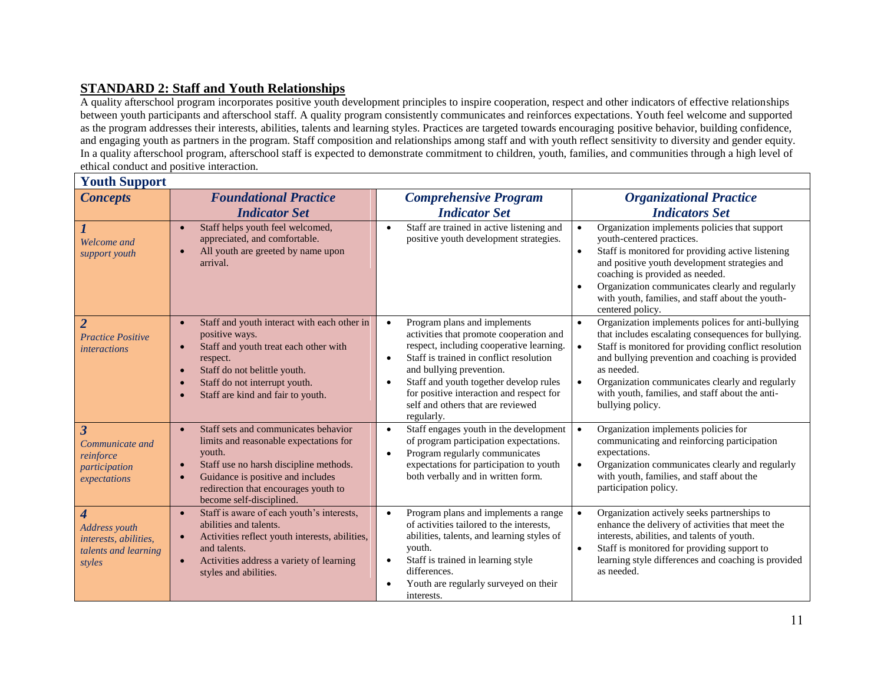## STANDARD 2: Staff and Youth Relationships

A quality afterschool program incorporates positive youth development principles to inspire cooperation, respect and other indicators of effective relationships between youth participants and afterschool staff. A quality program consistently communicates and reinforces expectations. Youth feel welcome and supported as the program addresses their interests, abilities, talents and learning styles. Practices are targeted towards encouraging positive behavior, building confidence, and engaging youth as partners in the program. Staff composition and relationships among staff and with youth reflect sensitivity to diversity and gender equity. In a quality afterschool program, afterschool staff is expected to demonstrate commitment to children, youth, families, and communities through a high level of ethical conduct and positive interaction.

### Youth Support

| *Concepts* | *Foundational Practice Indicator Set* | *Comprehensive Program Indicator Set* | *Organizational Practice Indicators Set* |
|---|---|---|---|
| ***1*** *Welcome and support youth* | • Staff helps youth feel welcomed, appreciated, and comfortable.<br>• All youth are greeted by name upon arrival. | • Staff are trained in active listening and positive youth development strategies. | • Organization implements policies that support youth-centered practices.<br>• Staff is monitored for providing active listening and positive youth development strategies and coaching is provided as needed.<br>• Organization communicates clearly and regularly with youth, families, and staff about the youth-centered policy. |
| ***2*** *Practice Positive interactions* | • Staff and youth interact with each other in positive ways.<br>• Staff and youth treat each other with respect.<br>• Staff do not belittle youth.<br>• Staff do not interrupt youth.<br>• Staff are kind and fair to youth. | • Program plans and implements activities that promote cooperation and respect, including cooperative learning.<br>• Staff is trained in conflict resolution and bullying prevention.<br>• Staff and youth together develop rules for positive interaction and respect for self and others that are reviewed regularly. | • Organization implements polices for anti-bullying that includes escalating consequences for bullying.<br>• Staff is monitored for providing conflict resolution and bullying prevention and coaching is provided as needed.<br>• Organization communicates clearly and regularly with youth, families, and staff about the anti-bullying policy. |
| ***3*** *Communicate and reinforce participation expectations* | • Staff sets and communicates behavior limits and reasonable expectations for youth.<br>• Staff use no harsh discipline methods.<br>• Guidance is positive and includes redirection that encourages youth to become self-disciplined. | • Staff engages youth in the development of program participation expectations.<br>• Program regularly communicates expectations for participation to youth both verbally and in written form. | • Organization implements policies for communicating and reinforcing participation expectations.<br>• Organization communicates clearly and regularly with youth, families, and staff about the participation policy. |
| ***4*** *Address youth interests, abilities, talents and learning styles* | • Staff is aware of each youth's interests, abilities and talents.<br>• Activities reflect youth interests, abilities, and talents.<br>• Activities address a variety of learning styles and abilities. | • Program plans and implements a range of activities tailored to the interests, abilities, talents, and learning styles of youth.<br>• Staff is trained in learning style differences.<br>• Youth are regularly surveyed on their interests. | • Organization actively seeks partnerships to enhance the delivery of activities that meet the interests, abilities, and talents of youth.<br>• Staff is monitored for providing support to learning style differences and coaching is provided as needed. |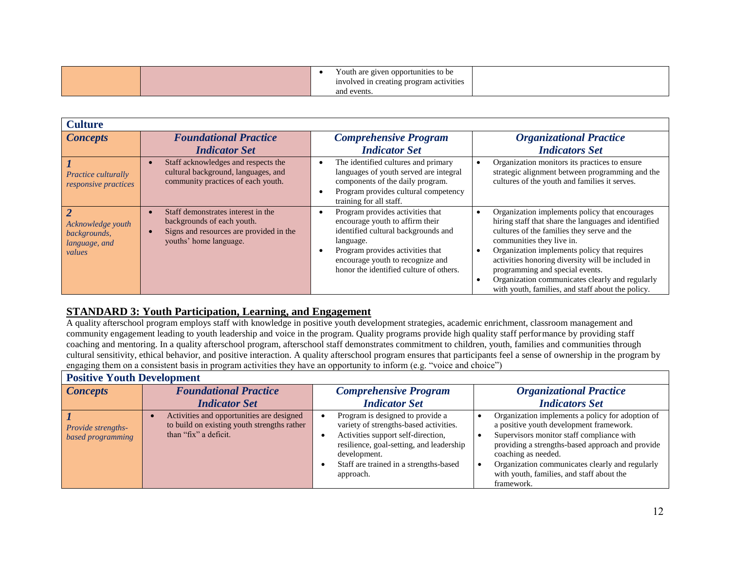| | | Youth are given opportunities to be involved in creating program activities and events. | |
|---|---|---|---|

| **Culture** | | | |
|---|---|---|---|
| ***Concepts*** | ***Foundational Practice Indicator Set*** | ***Comprehensive Program Indicator Set*** | ***Organizational Practice Indicators Set*** |
| ***1*** *Practice culturally responsive practices* | • Staff acknowledges and respects the cultural background, languages, and community practices of each youth. | • The identified cultures and primary languages of youth served are integral components of the daily program. • Program provides cultural competency training for all staff. | • Organization monitors its practices to ensure strategic alignment between programming and the cultures of the youth and families it serves. |
| ***2*** *Acknowledge youth backgrounds, language, and values* | • Staff demonstrates interest in the backgrounds of each youth. • Signs and resources are provided in the youths' home language. | • Program provides activities that encourage youth to affirm their identified cultural backgrounds and language. • Program provides activities that encourage youth to recognize and honor the identified culture of others. | • Organization implements policy that encourages hiring staff that share the languages and identified cultures of the families they serve and the communities they live in. • Organization implements policy that requires activities honoring diversity will be included in programming and special events. • Organization communicates clearly and regularly with youth, families, and staff about the policy. |

## STANDARD 3: Youth Participation, Learning, and Engagement

A quality afterschool program employs staff with knowledge in positive youth development strategies, academic enrichment, classroom management and community engagement leading to youth leadership and voice in the program. Quality programs provide high quality staff performance by providing staff coaching and mentoring. In a quality afterschool program, afterschool staff demonstrates commitment to children, youth, families and communities through cultural sensitivity, ethical behavior, and positive interaction. A quality afterschool program ensures that participants feel a sense of ownership in the program by engaging them on a consistent basis in program activities they have an opportunity to inform (e.g. "voice and choice")

| **Positive Youth Development** | | | |
|---|---|---|---|
| ***Concepts*** | ***Foundational Practice Indicator Set*** | ***Comprehensive Program Indicator Set*** | ***Organizational Practice Indicators Set*** |
| ***1*** *Provide strengths-based programming* | • Activities and opportunities are designed to build on existing youth strengths rather than "fix" a deficit. | • Program is designed to provide a variety of strengths-based activities. • Activities support self-direction, resilience, goal-setting, and leadership development. • Staff are trained in a strengths-based approach. | • Organization implements a policy for adoption of a positive youth development framework. • Supervisors monitor staff compliance with providing a strengths-based approach and provide coaching as needed. • Organization communicates clearly and regularly with youth, families, and staff about the framework. |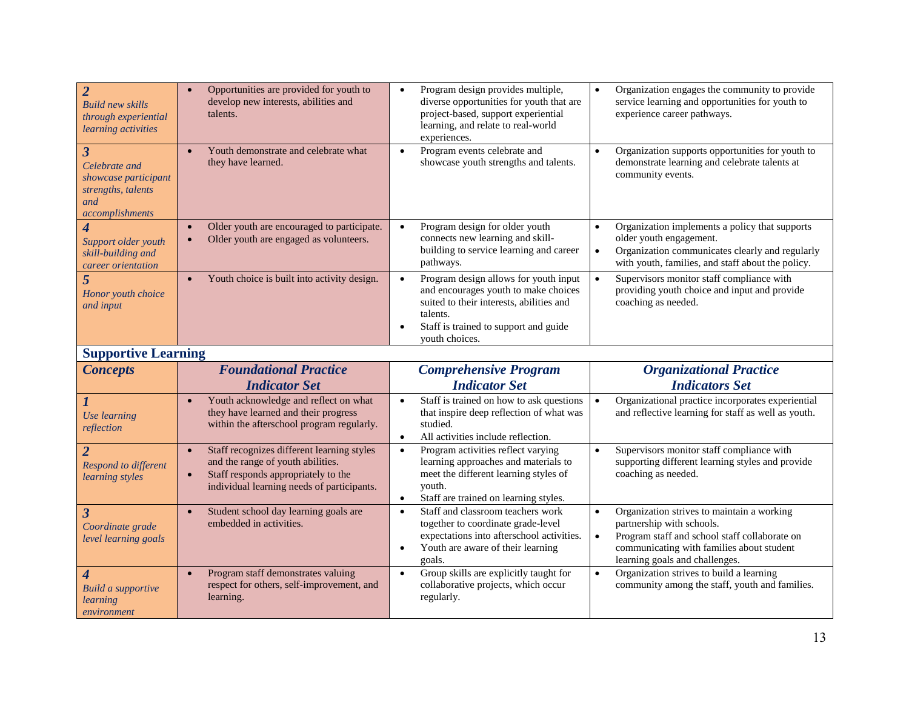| | | | |
|---|---|---|---|
| ***2*** *Build new skills through experiential learning activities* | • Opportunities are provided for youth to develop new interests, abilities and talents. | • Program design provides multiple, diverse opportunities for youth that are project-based, support experiential learning, and relate to real-world experiences. | • Organization engages the community to provide service learning and opportunities for youth to experience career pathways. |
| ***3*** *Celebrate and showcase participant strengths, talents and accomplishments* | • Youth demonstrate and celebrate what they have learned. | • Program events celebrate and showcase youth strengths and talents. | • Organization supports opportunities for youth to demonstrate learning and celebrate talents at community events. |
| ***4*** *Support older youth skill-building and career orientation* | • Older youth are encouraged to participate.<br>• Older youth are engaged as volunteers. | • Program design for older youth connects new learning and skill-building to service learning and career pathways. | • Organization implements a policy that supports older youth engagement.<br>• Organization communicates clearly and regularly with youth, families, and staff about the policy. |
| ***5*** *Honor youth choice and input* | • Youth choice is built into activity design. | • Program design allows for youth input and encourages youth to make choices suited to their interests, abilities and talents.<br>• Staff is trained to support and guide youth choices. | • Supervisors monitor staff compliance with providing youth choice and input and provide coaching as needed. |

## Supportive Learning

| ***Concepts*** | ***Foundational Practice Indicator Set*** | ***Comprehensive Program Indicator Set*** | ***Organizational Practice Indicators Set*** |
|---|---|---|---|
| ***1*** *Use learning reflection* | • Youth acknowledge and reflect on what they have learned and their progress within the afterschool program regularly. | • Staff is trained on how to ask questions that inspire deep reflection of what was studied.<br>• All activities include reflection. | • Organizational practice incorporates experiential and reflective learning for staff as well as youth. |
| ***2*** *Respond to different learning styles* | • Staff recognizes different learning styles and the range of youth abilities.<br>• Staff responds appropriately to the individual learning needs of participants. | • Program activities reflect varying learning approaches and materials to meet the different learning styles of youth.<br>• Staff are trained on learning styles. | • Supervisors monitor staff compliance with supporting different learning styles and provide coaching as needed. |
| ***3*** *Coordinate grade level learning goals* | • Student school day learning goals are embedded in activities. | • Staff and classroom teachers work together to coordinate grade-level expectations into afterschool activities.<br>• Youth are aware of their learning goals. | • Organization strives to maintain a working partnership with schools.<br>• Program staff and school staff collaborate on communicating with families about student learning goals and challenges. |
| ***4*** *Build a supportive learning environment* | • Program staff demonstrates valuing respect for others, self-improvement, and learning. | • Group skills are explicitly taught for collaborative projects, which occur regularly. | • Organization strives to build a learning community among the staff, youth and families. |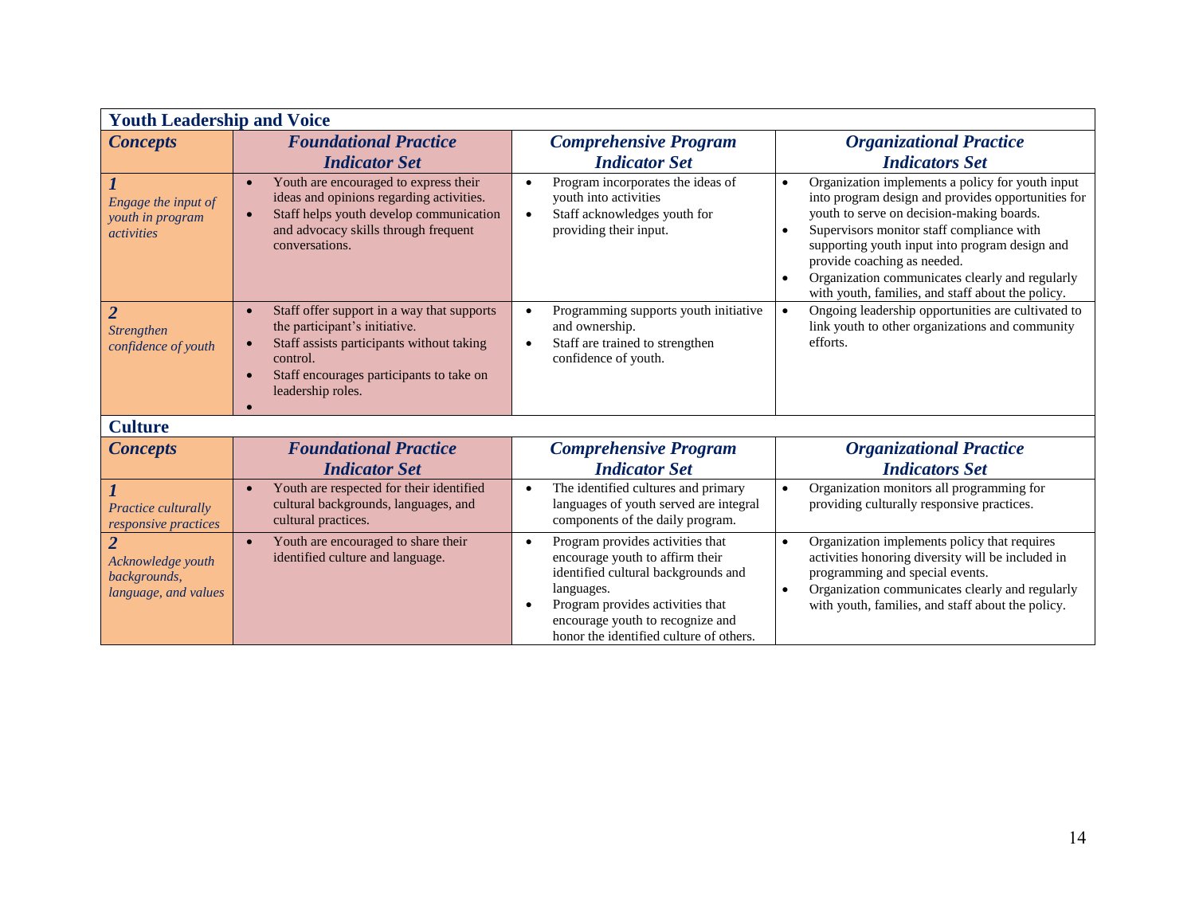## Youth Leadership and Voice

| *Concepts* | *Foundational Practice Indicator Set* | *Comprehensive Program Indicator Set* | *Organizational Practice Indicators Set* |
|---|---|---|---|
| ***1*** *Engage the input of youth in program activities* | • Youth are encouraged to express their ideas and opinions regarding activities.<br>• Staff helps youth develop communication and advocacy skills through frequent conversations. | • Program incorporates the ideas of youth into activities<br>• Staff acknowledges youth for providing their input. | • Organization implements a policy for youth input into program design and provides opportunities for youth to serve on decision-making boards.<br>• Supervisors monitor staff compliance with supporting youth input into program design and provide coaching as needed.<br>• Organization communicates clearly and regularly with youth, families, and staff about the policy. |
| ***2*** *Strengthen confidence of youth* | • Staff offer support in a way that supports the participant's initiative.<br>• Staff assists participants without taking control.<br>• Staff encourages participants to take on leadership roles.<br>• | • Programming supports youth initiative and ownership.<br>• Staff are trained to strengthen confidence of youth. | • Ongoing leadership opportunities are cultivated to link youth to other organizations and community efforts. |

## Culture

| *Concepts* | *Foundational Practice Indicator Set* | *Comprehensive Program Indicator Set* | *Organizational Practice Indicators Set* |
|---|---|---|---|
| ***1*** *Practice culturally responsive practices* | • Youth are respected for their identified cultural backgrounds, languages, and cultural practices. | • The identified cultures and primary languages of youth served are integral components of the daily program. | • Organization monitors all programming for providing culturally responsive practices. |
| ***2*** *Acknowledge youth backgrounds, language, and values* | • Youth are encouraged to share their identified culture and language. | • Program provides activities that encourage youth to affirm their identified cultural backgrounds and languages.<br>• Program provides activities that encourage youth to recognize and honor the identified culture of others. | • Organization implements policy that requires activities honoring diversity will be included in programming and special events.<br>• Organization communicates clearly and regularly with youth, families, and staff about the policy. |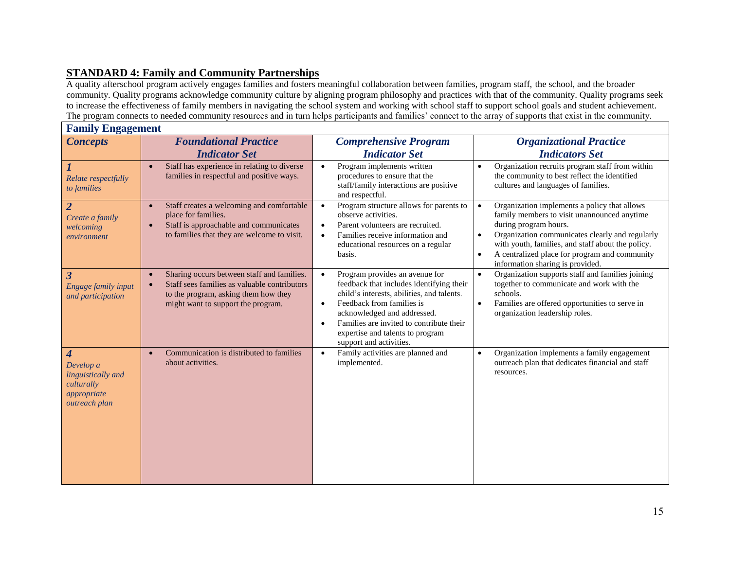## STANDARD 4: Family and Community Partnerships

A quality afterschool program actively engages families and fosters meaningful collaboration between families, program staff, the school, and the broader community. Quality programs acknowledge community culture by aligning program philosophy and practices with that of the community. Quality programs seek to increase the effectiveness of family members in navigating the school system and working with school staff to support school goals and student achievement. The program connects to needed community resources and in turn helps participants and families' connect to the array of supports that exist in the community.

| **Family Engagement** | | | |
|---|---|---|---|
| ***Concepts*** | ***Foundational Practice Indicator Set*** | ***Comprehensive Program Indicator Set*** | ***Organizational Practice Indicators Set*** |
| ***1*** *Relate respectfully to families* | • Staff has experience in relating to diverse families in respectful and positive ways. | • Program implements written procedures to ensure that the staff/family interactions are positive and respectful. | • Organization recruits program staff from within the community to best reflect the identified cultures and languages of families. |
| ***2*** *Create a family welcoming environment* | • Staff creates a welcoming and comfortable place for families.<br>• Staff is approachable and communicates to families that they are welcome to visit. | • Program structure allows for parents to observe activities.<br>• Parent volunteers are recruited.<br>• Families receive information and educational resources on a regular basis. | • Organization implements a policy that allows family members to visit unannounced anytime during program hours.<br>• Organization communicates clearly and regularly with youth, families, and staff about the policy.<br>• A centralized place for program and community information sharing is provided. |
| ***3*** *Engage family input and participation* | • Sharing occurs between staff and families.<br>• Staff sees families as valuable contributors to the program, asking them how they might want to support the program. | • Program provides an avenue for feedback that includes identifying their child's interests, abilities, and talents.<br>• Feedback from families is acknowledged and addressed.<br>• Families are invited to contribute their expertise and talents to program support and activities. | • Organization supports staff and families joining together to communicate and work with the schools.<br>• Families are offered opportunities to serve in organization leadership roles. |
| ***4*** *Develop a linguistically and culturally appropriate outreach plan* | • Communication is distributed to families about activities. | • Family activities are planned and implemented. | • Organization implements a family engagement outreach plan that dedicates financial and staff resources. |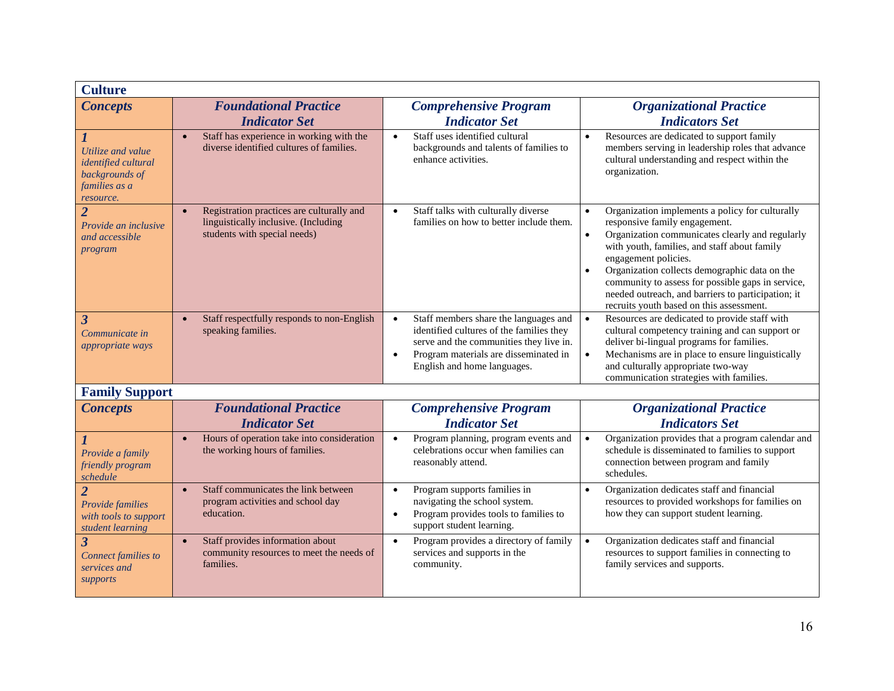| **Culture** | | | |
|---|---|---|---|
| ***Concepts*** | ***Foundational Practice Indicator Set*** | ***Comprehensive Program Indicator Set*** | ***Organizational Practice Indicators Set*** |
| ***1*** *Utilize and value identified cultural backgrounds of families as a resource.* | • Staff has experience in working with the diverse identified cultures of families. | • Staff uses identified cultural backgrounds and talents of families to enhance activities. | • Resources are dedicated to support family members serving in leadership roles that advance cultural understanding and respect within the organization. |
| ***2*** *Provide an inclusive and accessible program* | • Registration practices are culturally and linguistically inclusive. (Including students with special needs) | • Staff talks with culturally diverse families on how to better include them. | • Organization implements a policy for culturally responsive family engagement. • Organization communicates clearly and regularly with youth, families, and staff about family engagement policies. • Organization collects demographic data on the community to assess for possible gaps in service, needed outreach, and barriers to participation; it recruits youth based on this assessment. |
| ***3*** *Communicate in appropriate ways* | • Staff respectfully responds to non-English speaking families. | • Staff members share the languages and identified cultures of the families they serve and the communities they live in. • Program materials are disseminated in English and home languages. | • Resources are dedicated to provide staff with cultural competency training and can support or deliver bi-lingual programs for families. • Mechanisms are in place to ensure linguistically and culturally appropriate two-way communication strategies with families. |
| **Family Support** | | | |
| ***Concepts*** | ***Foundational Practice Indicator Set*** | ***Comprehensive Program Indicator Set*** | ***Organizational Practice Indicators Set*** |
| ***1*** *Provide a family friendly program schedule* | • Hours of operation take into consideration the working hours of families. | • Program planning, program events and celebrations occur when families can reasonably attend. | • Organization provides that a program calendar and schedule is disseminated to families to support connection between program and family schedules. |
| ***2*** *Provide families with tools to support student learning* | • Staff communicates the link between program activities and school day education. | • Program supports families in navigating the school system. • Program provides tools to families to support student learning. | • Organization dedicates staff and financial resources to provided workshops for families on how they can support student learning. |
| ***3*** *Connect families to services and supports* | • Staff provides information about community resources to meet the needs of families. | • Program provides a directory of family services and supports in the community. | • Organization dedicates staff and financial resources to support families in connecting to family services and supports. |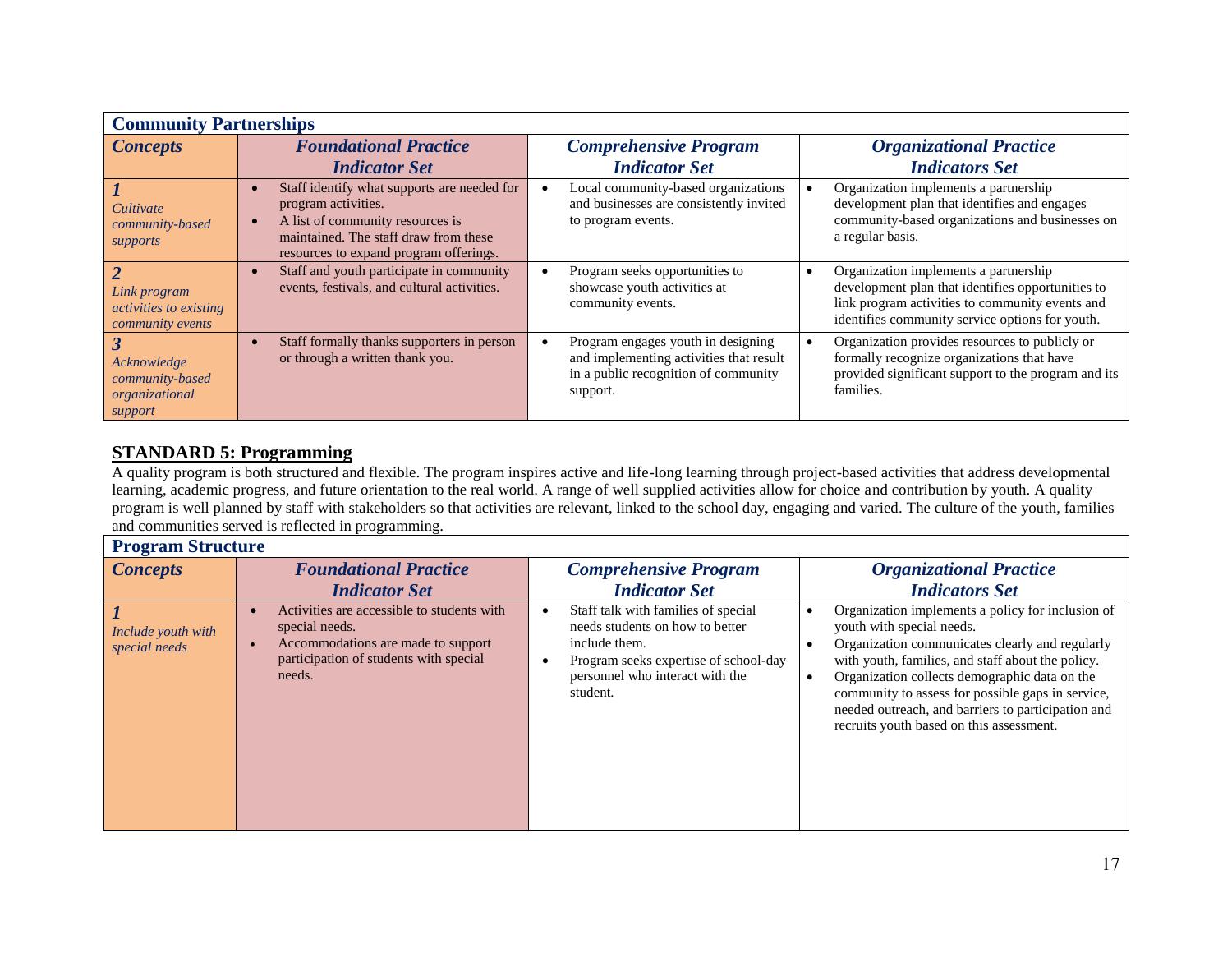| **Community Partnerships** | | | |
|---|---|---|---|
| ***Concepts*** | ***Foundational Practice Indicator Set*** | ***Comprehensive Program Indicator Set*** | ***Organizational Practice Indicators Set*** |
| ***1*** *Cultivate community-based supports* | • Staff identify what supports are needed for program activities. • A list of community resources is maintained. The staff draw from these resources to expand program offerings. | • Local community-based organizations and businesses are consistently invited to program events. | • Organization implements a partnership development plan that identifies and engages community-based organizations and businesses on a regular basis. |
| ***2*** *Link program activities to existing community events* | • Staff and youth participate in community events, festivals, and cultural activities. | • Program seeks opportunities to showcase youth activities at community events. | • Organization implements a partnership development plan that identifies opportunities to link program activities to community events and identifies community service options for youth. |
| ***3*** *Acknowledge community-based organizational support* | • Staff formally thanks supporters in person or through a written thank you. | • Program engages youth in designing and implementing activities that result in a public recognition of community support. | • Organization provides resources to publicly or formally recognize organizations that have provided significant support to the program and its families. |

## STANDARD 5: Programming

A quality program is both structured and flexible. The program inspires active and life-long learning through project-based activities that address developmental learning, academic progress, and future orientation to the real world. A range of well supplied activities allow for choice and contribution by youth. A quality program is well planned by staff with stakeholders so that activities are relevant, linked to the school day, engaging and varied. The culture of the youth, families and communities served is reflected in programming.

| **Program Structure** | | | |
|---|---|---|---|
| ***Concepts*** | ***Foundational Practice Indicator Set*** | ***Comprehensive Program Indicator Set*** | ***Organizational Practice Indicators Set*** |
| ***1*** *Include youth with special needs* | • Activities are accessible to students with special needs. • Accommodations are made to support participation of students with special needs. | • Staff talk with families of special needs students on how to better include them. • Program seeks expertise of school-day personnel who interact with the student. | • Organization implements a policy for inclusion of youth with special needs. • Organization communicates clearly and regularly with youth, families, and staff about the policy. • Organization collects demographic data on the community to assess for possible gaps in service, needed outreach, and barriers to participation and recruits youth based on this assessment. |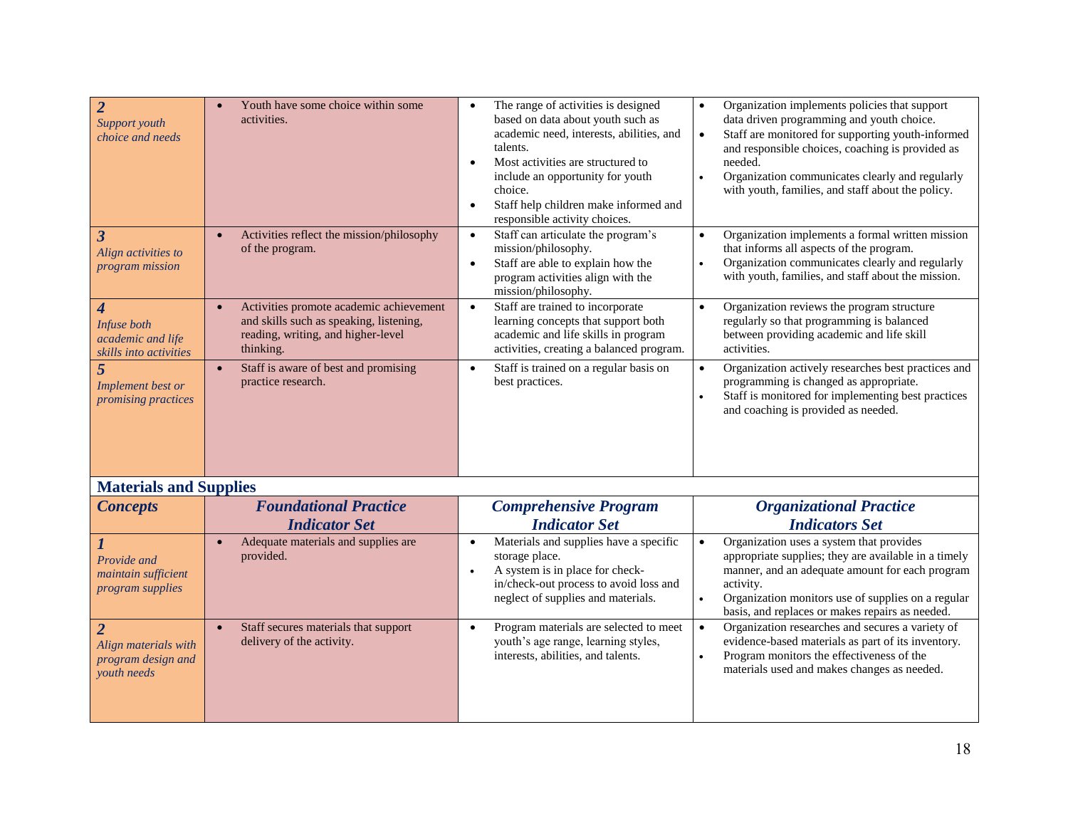| | | | |
|---|---|---|---|
| ***2*** *Support youth choice and needs* | • Youth have some choice within some activities. | • The range of activities is designed based on data about youth such as academic need, interests, abilities, and talents.<br>• Most activities are structured to include an opportunity for youth choice.<br>• Staff help children make informed and responsible activity choices. | • Organization implements policies that support data driven programming and youth choice.<br>• Staff are monitored for supporting youth-informed and responsible choices, coaching is provided as needed.<br>• Organization communicates clearly and regularly with youth, families, and staff about the policy. |
| ***3*** *Align activities to program mission* | • Activities reflect the mission/philosophy of the program. | • Staff can articulate the program's mission/philosophy.<br>• Staff are able to explain how the program activities align with the mission/philosophy. | • Organization implements a formal written mission that informs all aspects of the program.<br>• Organization communicates clearly and regularly with youth, families, and staff about the mission. |
| ***4*** *Infuse both academic and life skills into activities* | • Activities promote academic achievement and skills such as speaking, listening, reading, writing, and higher-level thinking. | • Staff are trained to incorporate learning concepts that support both academic and life skills in program activities, creating a balanced program. | • Organization reviews the program structure regularly so that programming is balanced between providing academic and life skill activities. |
| ***5*** *Implement best or promising practices* | • Staff is aware of best and promising practice research. | • Staff is trained on a regular basis on best practices. | • Organization actively researches best practices and programming is changed as appropriate.<br>• Staff is monitored for implementing best practices and coaching is provided as needed. |

## Materials and Supplies

| ***Concepts*** | ***Foundational Practice Indicator Set*** | ***Comprehensive Program Indicator Set*** | ***Organizational Practice Indicators Set*** |
|---|---|---|---|
| ***1*** *Provide and maintain sufficient program supplies* | • Adequate materials and supplies are provided. | • Materials and supplies have a specific storage place.<br>• A system is in place for check-in/check-out process to avoid loss and neglect of supplies and materials. | • Organization uses a system that provides appropriate supplies; they are available in a timely manner, and an adequate amount for each program activity.<br>• Organization monitors use of supplies on a regular basis, and replaces or makes repairs as needed. |
| ***2*** *Align materials with program design and youth needs* | • Staff secures materials that support delivery of the activity. | • Program materials are selected to meet youth's age range, learning styles, interests, abilities, and talents. | • Organization researches and secures a variety of evidence-based materials as part of its inventory.<br>• Program monitors the effectiveness of the materials used and makes changes as needed. |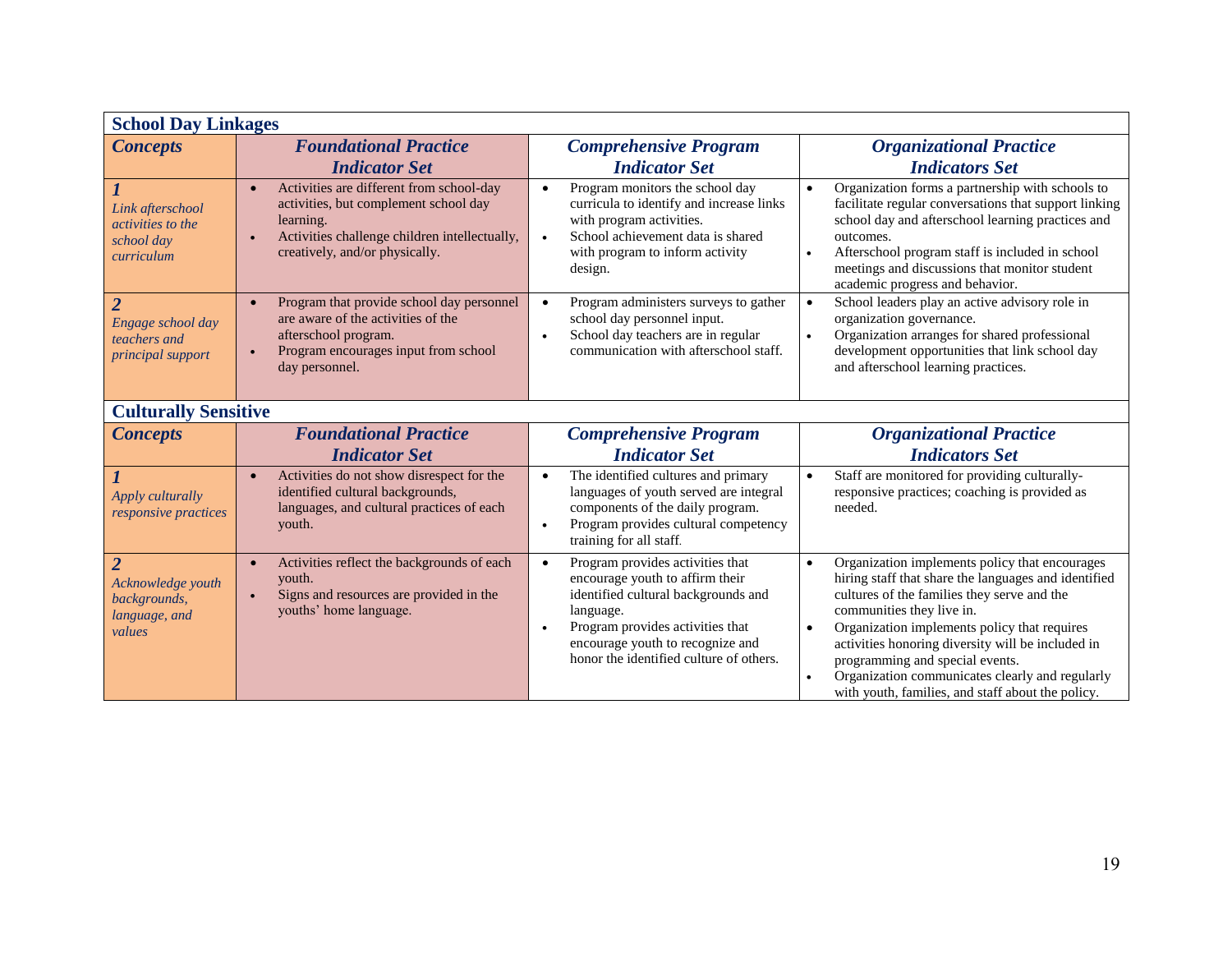## School Day Linkages

| Concepts | Foundational Practice Indicator Set | Comprehensive Program Indicator Set | Organizational Practice Indicators Set |
|---|---|---|---|
| ***1*** *Link afterschool activities to the school day curriculum* | • Activities are different from school-day activities, but complement school day learning.<br>• Activities challenge children intellectually, creatively, and/or physically. | • Program monitors the school day curricula to identify and increase links with program activities.<br>• School achievement data is shared with program to inform activity design. | • Organization forms a partnership with schools to facilitate regular conversations that support linking school day and afterschool learning practices and outcomes.<br>• Afterschool program staff is included in school meetings and discussions that monitor student academic progress and behavior. |
| ***2*** *Engage school day teachers and principal support* | • Program that provide school day personnel are aware of the activities of the afterschool program.<br>• Program encourages input from school day personnel. | • Program administers surveys to gather school day personnel input.<br>• School day teachers are in regular communication with afterschool staff. | • School leaders play an active advisory role in organization governance.<br>• Organization arranges for shared professional development opportunities that link school day and afterschool learning practices. |

## Culturally Sensitive

| Concepts | Foundational Practice Indicator Set | Comprehensive Program Indicator Set | Organizational Practice Indicators Set |
|---|---|---|---|
| ***1*** *Apply culturally responsive practices* | • Activities do not show disrespect for the identified cultural backgrounds, languages, and cultural practices of each youth. | • The identified cultures and primary languages of youth served are integral components of the daily program.<br>• Program provides cultural competency training for all staff. | • Staff are monitored for providing culturally-responsive practices; coaching is provided as needed. |
| ***2*** *Acknowledge youth backgrounds, language, and values* | • Activities reflect the backgrounds of each youth.<br>• Signs and resources are provided in the youths' home language. | • Program provides activities that encourage youth to affirm their identified cultural backgrounds and language.<br>• Program provides activities that encourage youth to recognize and honor the identified culture of others. | • Organization implements policy that encourages hiring staff that share the languages and identified cultures of the families they serve and the communities they live in.<br>• Organization implements policy that requires activities honoring diversity will be included in programming and special events.<br>• Organization communicates clearly and regularly with youth, families, and staff about the policy. |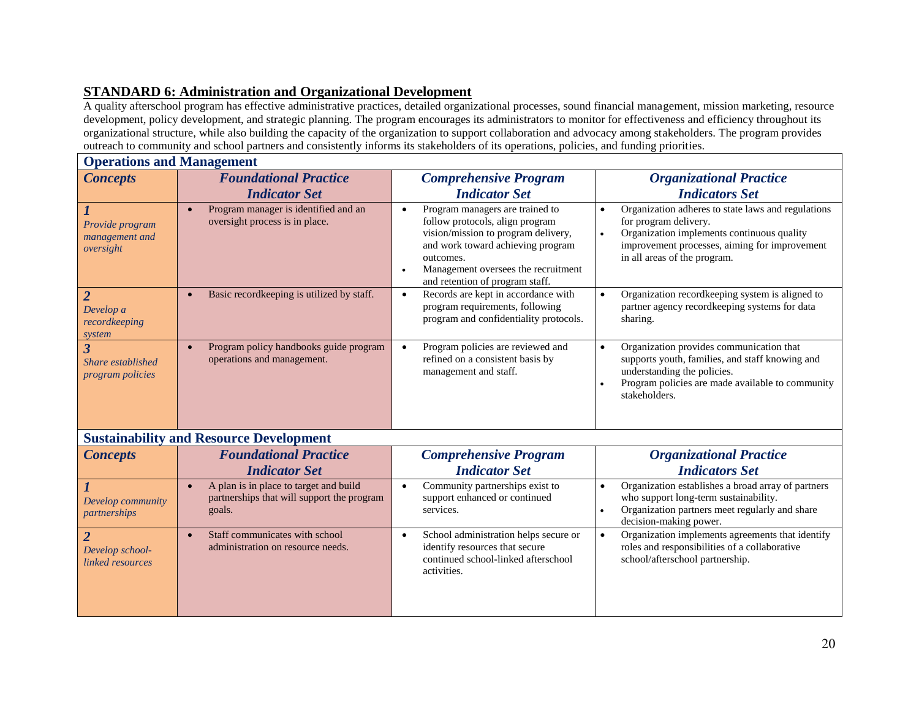## STANDARD 6: Administration and Organizational Development

A quality afterschool program has effective administrative practices, detailed organizational processes, sound financial management, mission marketing, resource development, policy development, and strategic planning. The program encourages its administrators to monitor for effectiveness and efficiency throughout its organizational structure, while also building the capacity of the organization to support collaboration and advocacy among stakeholders. The program provides outreach to community and school partners and consistently informs its stakeholders of its operations, policies, and funding priorities.

### Operations and Management

| Concepts | Foundational Practice Indicator Set | Comprehensive Program Indicator Set | Organizational Practice Indicators Set |
|---|---|---|---|
| **1** *Provide program management and oversight* | • Program manager is identified and an oversight process is in place. | • Program managers are trained to follow protocols, align program vision/mission to program delivery, and work toward achieving program outcomes. • Management oversees the recruitment and retention of program staff. | • Organization adheres to state laws and regulations for program delivery. • Organization implements continuous quality improvement processes, aiming for improvement in all areas of the program. |
| **2** *Develop a recordkeeping system* | • Basic recordkeeping is utilized by staff. | • Records are kept in accordance with program requirements, following program and confidentiality protocols. | • Organization recordkeeping system is aligned to partner agency recordkeeping systems for data sharing. |
| **3** *Share established program policies* | • Program policy handbooks guide program operations and management. | • Program policies are reviewed and refined on a consistent basis by management and staff. | • Organization provides communication that supports youth, families, and staff knowing and understanding the policies. • Program policies are made available to community stakeholders. |

### Sustainability and Resource Development

| Concepts | Foundational Practice Indicator Set | Comprehensive Program Indicator Set | Organizational Practice Indicators Set |
|---|---|---|---|
| **1** *Develop community partnerships* | • A plan is in place to target and build partnerships that will support the program goals. | • Community partnerships exist to support enhanced or continued services. | • Organization establishes a broad array of partners who support long-term sustainability. • Organization partners meet regularly and share decision-making power. |
| **2** *Develop school-linked resources* | • Staff communicates with school administration on resource needs. | • School administration helps secure or identify resources that secure continued school-linked afterschool activities. | • Organization implements agreements that identify roles and responsibilities of a collaborative school/afterschool partnership. |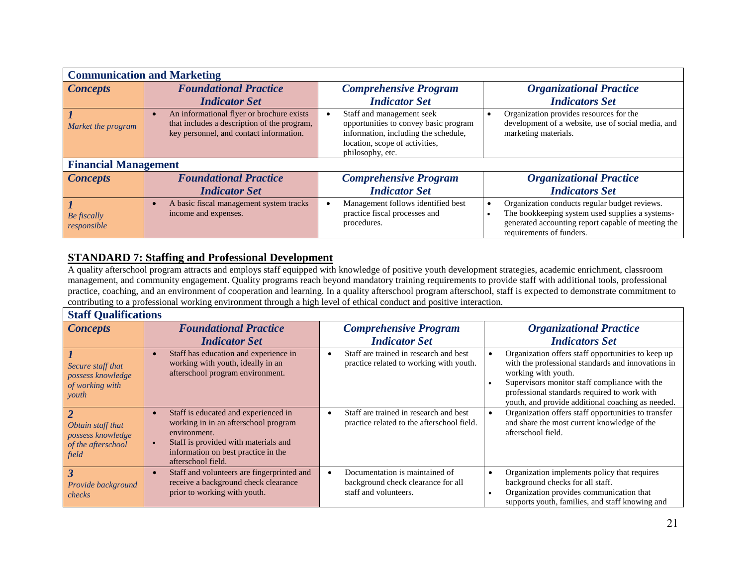| Communication and Marketing | | | |
|---|---|---|---|
| ***Concepts*** | ***Foundational Practice Indicator Set*** | ***Comprehensive Program Indicator Set*** | ***Organizational Practice Indicators Set*** |
| ***1*** *Market the program* | • An informational flyer or brochure exists that includes a description of the program, key personnel, and contact information. | • Staff and management seek opportunities to convey basic program information, including the schedule, location, scope of activities, philosophy, etc. | • Organization provides resources for the development of a website, use of social media, and marketing materials. |

| Financial Management | | | |
|---|---|---|---|
| ***Concepts*** | ***Foundational Practice Indicator Set*** | ***Comprehensive Program Indicator Set*** | ***Organizational Practice Indicators Set*** |
| ***1*** *Be fiscally responsible* | • A basic fiscal management system tracks income and expenses. | • Management follows identified best practice fiscal processes and procedures. | • Organization conducts regular budget reviews. • The bookkeeping system used supplies a systems-generated accounting report capable of meeting the requirements of funders. |

## STANDARD 7: Staffing and Professional Development

A quality afterschool program attracts and employs staff equipped with knowledge of positive youth development strategies, academic enrichment, classroom management, and community engagement. Quality programs reach beyond mandatory training requirements to provide staff with additional tools, professional practice, coaching, and an environment of cooperation and learning. In a quality afterschool program afterschool, staff is expected to demonstrate commitment to contributing to a professional working environment through a high level of ethical conduct and positive interaction.

| Staff Qualifications | | | |
|---|---|---|---|
| ***Concepts*** | ***Foundational Practice Indicator Set*** | ***Comprehensive Program Indicator Set*** | ***Organizational Practice Indicators Set*** |
| ***1*** *Secure staff that possess knowledge of working with youth* | • Staff has education and experience in working with youth, ideally in an afterschool program environment. | • Staff are trained in research and best practice related to working with youth. | • Organization offers staff opportunities to keep up with the professional standards and innovations in working with youth. • Supervisors monitor staff compliance with the professional standards required to work with youth, and provide additional coaching as needed. |
| ***2*** *Obtain staff that possess knowledge of the afterschool field* | • Staff is educated and experienced in working in in an afterschool program environment. • Staff is provided with materials and information on best practice in the afterschool field. | • Staff are trained in research and best practice related to the afterschool field. | • Organization offers staff opportunities to transfer and share the most current knowledge of the afterschool field. |
| ***3*** *Provide background checks* | • Staff and volunteers are fingerprinted and receive a background check clearance prior to working with youth. | • Documentation is maintained of background check clearance for all staff and volunteers. | • Organization implements policy that requires background checks for all staff. • Organization provides communication that supports youth, families, and staff knowing and |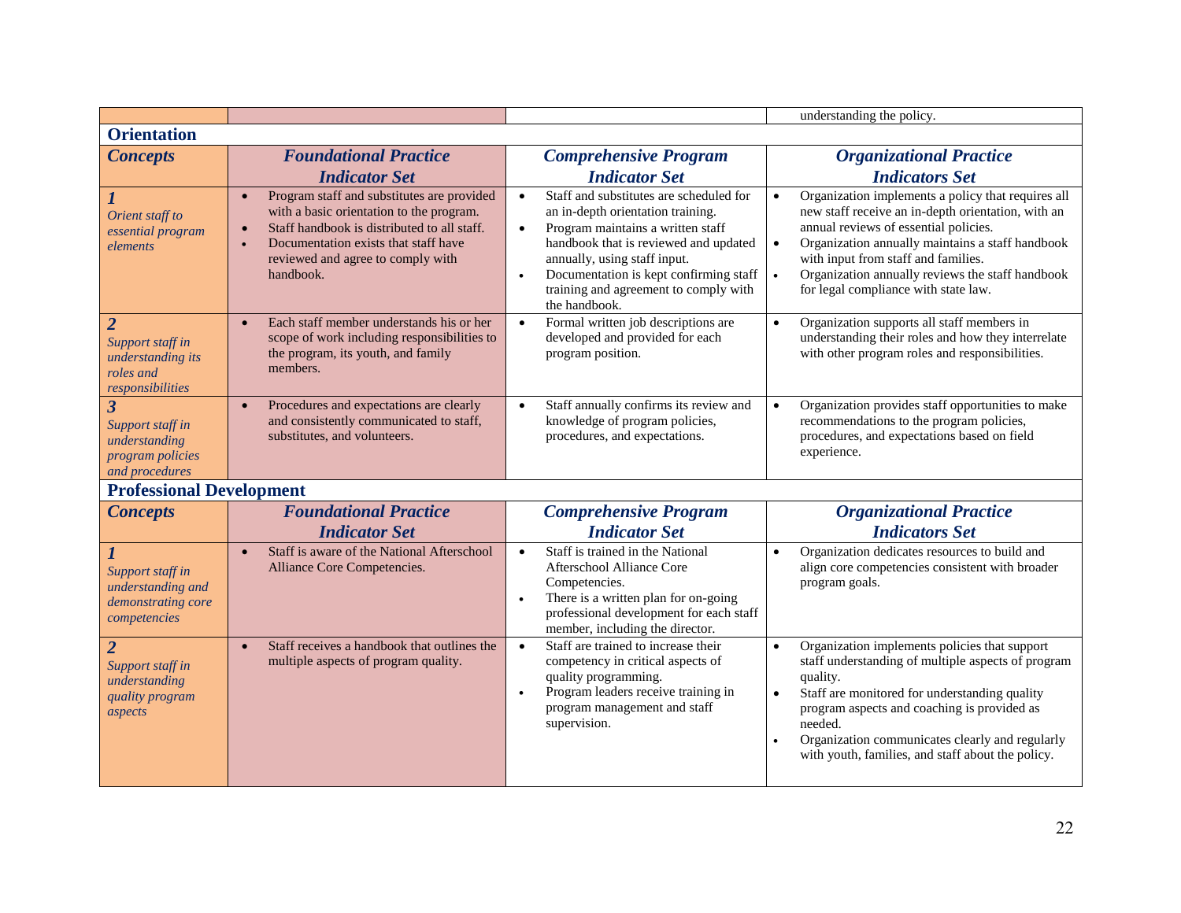| | | | understanding the policy. |
|---|---|---|---|

## Orientation

| ***Concepts*** | ***Foundational Practice Indicator Set*** | ***Comprehensive Program Indicator Set*** | ***Organizational Practice Indicators Set*** |
|---|---|---|---|
| ***1*** *Orient staff to essential program elements* | • Program staff and substitutes are provided with a basic orientation to the program. • Staff handbook is distributed to all staff. • Documentation exists that staff have reviewed and agree to comply with handbook. | • Staff and substitutes are scheduled for an in-depth orientation training. • Program maintains a written staff handbook that is reviewed and updated annually, using staff input. • Documentation is kept confirming staff training and agreement to comply with the handbook. | • Organization implements a policy that requires all new staff receive an in-depth orientation, with an annual reviews of essential policies. • Organization annually maintains a staff handbook with input from staff and families. • Organization annually reviews the staff handbook for legal compliance with state law. |
| ***2*** *Support staff in understanding its roles and responsibilities* | • Each staff member understands his or her scope of work including responsibilities to the program, its youth, and family members. | • Formal written job descriptions are developed and provided for each program position. | • Organization supports all staff members in understanding their roles and how they interrelate with other program roles and responsibilities. |
| ***3*** *Support staff in understanding program policies and procedures* | • Procedures and expectations are clearly and consistently communicated to staff, substitutes, and volunteers. | • Staff annually confirms its review and knowledge of program policies, procedures, and expectations. | • Organization provides staff opportunities to make recommendations to the program policies, procedures, and expectations based on field experience. |

## Professional Development

| ***Concepts*** | ***Foundational Practice Indicator Set*** | ***Comprehensive Program Indicator Set*** | ***Organizational Practice Indicators Set*** |
|---|---|---|---|
| ***1*** *Support staff in understanding and demonstrating core competencies* | • Staff is aware of the National Afterschool Alliance Core Competencies. | • Staff is trained in the National Afterschool Alliance Core Competencies. • There is a written plan for on-going professional development for each staff member, including the director. | • Organization dedicates resources to build and align core competencies consistent with broader program goals. |
| ***2*** *Support staff in understanding quality program aspects* | • Staff receives a handbook that outlines the multiple aspects of program quality. | • Staff are trained to increase their competency in critical aspects of quality programming. • Program leaders receive training in program management and staff supervision. | • Organization implements policies that support staff understanding of multiple aspects of program quality. • Staff are monitored for understanding quality program aspects and coaching is provided as needed. • Organization communicates clearly and regularly with youth, families, and staff about the policy. |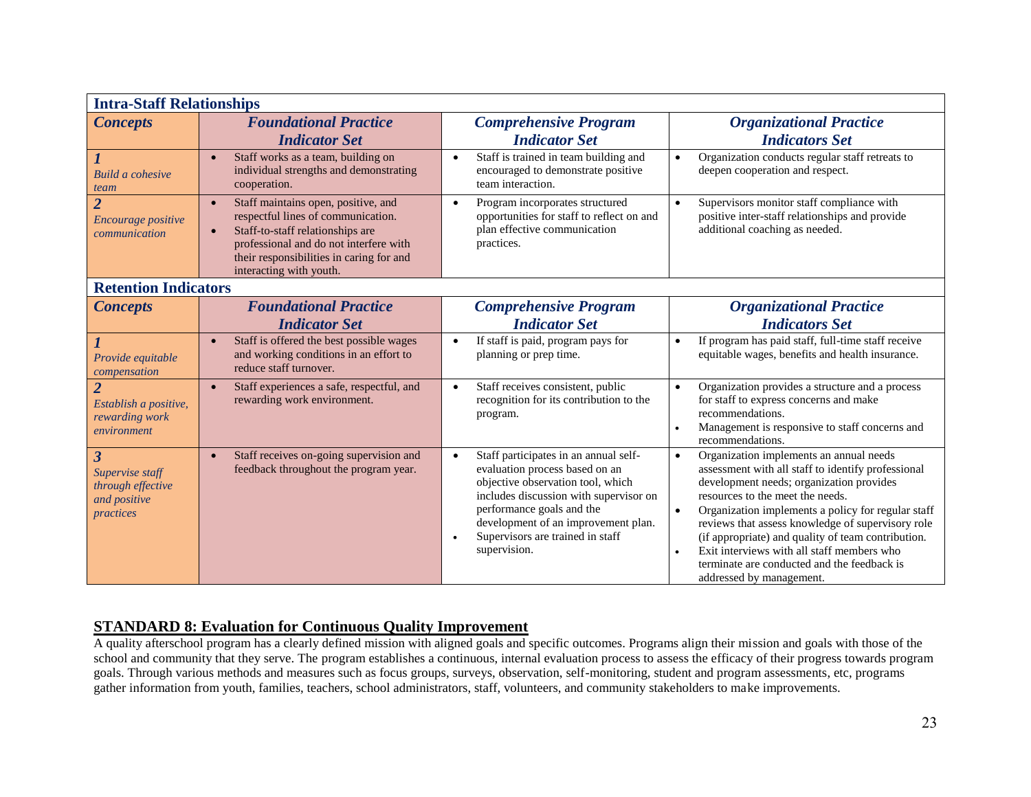| **Intra-Staff Relationships** | | | |
|---|---|---|---|
| ***Concepts*** | ***Foundational Practice Indicator Set*** | ***Comprehensive Program Indicator Set*** | ***Organizational Practice Indicators Set*** |
| ***1*** *Build a cohesive team* | • Staff works as a team, building on individual strengths and demonstrating cooperation. | • Staff is trained in team building and encouraged to demonstrate positive team interaction. | • Organization conducts regular staff retreats to deepen cooperation and respect. |
| ***2*** *Encourage positive communication* | • Staff maintains open, positive, and respectful lines of communication. <br> • Staff-to-staff relationships are professional and do not interfere with their responsibilities in caring for and interacting with youth. | • Program incorporates structured opportunities for staff to reflect on and plan effective communication practices. | • Supervisors monitor staff compliance with positive inter-staff relationships and provide additional coaching as needed. |

| **Retention Indicators** | | | |
|---|---|---|---|
| ***Concepts*** | ***Foundational Practice Indicator Set*** | ***Comprehensive Program Indicator Set*** | ***Organizational Practice Indicators Set*** |
| ***1*** *Provide equitable compensation* | • Staff is offered the best possible wages and working conditions in an effort to reduce staff turnover. | • If staff is paid, program pays for planning or prep time. | • If program has paid staff, full-time staff receive equitable wages, benefits and health insurance. |
| ***2*** *Establish a positive, rewarding work environment* | • Staff experiences a safe, respectful, and rewarding work environment. | • Staff receives consistent, public recognition for its contribution to the program. | • Organization provides a structure and a process for staff to express concerns and make recommendations. <br> • Management is responsive to staff concerns and recommendations. |
| ***3*** *Supervise staff through effective and positive practices* | • Staff receives on-going supervision and feedback throughout the program year. | • Staff participates in an annual self-evaluation process based on an objective observation tool, which includes discussion with supervisor on performance goals and the development of an improvement plan. <br> • Supervisors are trained in staff supervision. | • Organization implements an annual needs assessment with all staff to identify professional development needs; organization provides resources to the meet the needs. <br> • Organization implements a policy for regular staff reviews that assess knowledge of supervisory role (if appropriate) and quality of team contribution. <br> • Exit interviews with all staff members who terminate are conducted and the feedback is addressed by management. |

## STANDARD 8: Evaluation for Continuous Quality Improvement

A quality afterschool program has a clearly defined mission with aligned goals and specific outcomes. Programs align their mission and goals with those of the school and community that they serve. The program establishes a continuous, internal evaluation process to assess the efficacy of their progress towards program goals. Through various methods and measures such as focus groups, surveys, observation, self-monitoring, student and program assessments, etc, programs gather information from youth, families, teachers, school administrators, staff, volunteers, and community stakeholders to make improvements.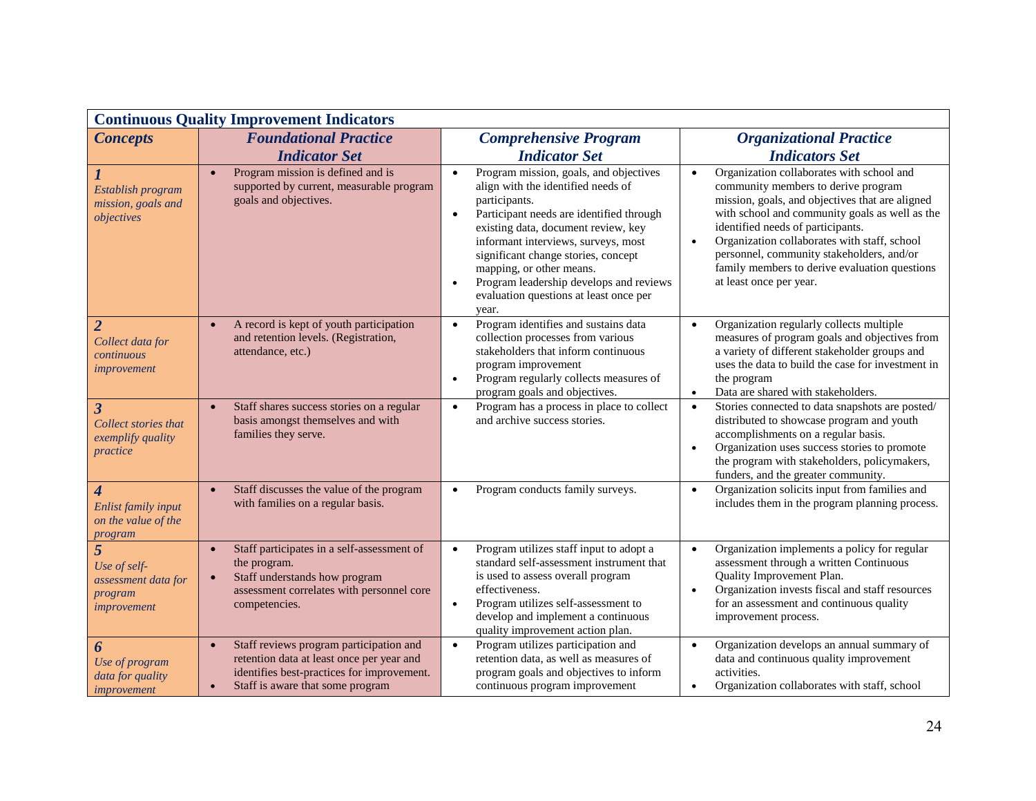| **Continuous Quality Improvement Indicators** | | | |
|---|---|---|---|
| ***Concepts*** | ***Foundational Practice Indicator Set*** | ***Comprehensive Program Indicator Set*** | ***Organizational Practice Indicators Set*** |
| ***1*** *Establish program mission, goals and objectives* | • Program mission is defined and is supported by current, measurable program goals and objectives. | • Program mission, goals, and objectives align with the identified needs of participants.<br>• Participant needs are identified through existing data, document review, key informant interviews, surveys, most significant change stories, concept mapping, or other means.<br>• Program leadership develops and reviews evaluation questions at least once per year. | • Organization collaborates with school and community members to derive program mission, goals, and objectives that are aligned with school and community goals as well as the identified needs of participants.<br>• Organization collaborates with staff, school personnel, community stakeholders, and/or family members to derive evaluation questions at least once per year. |
| ***2*** *Collect data for continuous improvement* | • A record is kept of youth participation and retention levels. (Registration, attendance, etc.) | • Program identifies and sustains data collection processes from various stakeholders that inform continuous program improvement<br>• Program regularly collects measures of program goals and objectives. | • Organization regularly collects multiple measures of program goals and objectives from a variety of different stakeholder groups and uses the data to build the case for investment in the program<br>• Data are shared with stakeholders. |
| ***3*** *Collect stories that exemplify quality practice* | • Staff shares success stories on a regular basis amongst themselves and with families they serve. | • Program has a process in place to collect and archive success stories. | • Stories connected to data snapshots are posted/ distributed to showcase program and youth accomplishments on a regular basis.<br>• Organization uses success stories to promote the program with stakeholders, policymakers, funders, and the greater community. |
| ***4*** *Enlist family input on the value of the program* | • Staff discusses the value of the program with families on a regular basis. | • Program conducts family surveys. | • Organization solicits input from families and includes them in the program planning process. |
| ***5*** *Use of self-assessment data for program improvement* | • Staff participates in a self-assessment of the program.<br>• Staff understands how program assessment correlates with personnel core competencies. | • Program utilizes staff input to adopt a standard self-assessment instrument that is used to assess overall program effectiveness.<br>• Program utilizes self-assessment to develop and implement a continuous quality improvement action plan. | • Organization implements a policy for regular assessment through a written Continuous Quality Improvement Plan.<br>• Organization invests fiscal and staff resources for an assessment and continuous quality improvement process. |
| ***6*** *Use of program data for quality improvement* | • Staff reviews program participation and retention data at least once per year and identifies best-practices for improvement.<br>• Staff is aware that some program | • Program utilizes participation and retention data, as well as measures of program goals and objectives to inform continuous program improvement | • Organization develops an annual summary of data and continuous quality improvement activities.<br>• Organization collaborates with staff, school |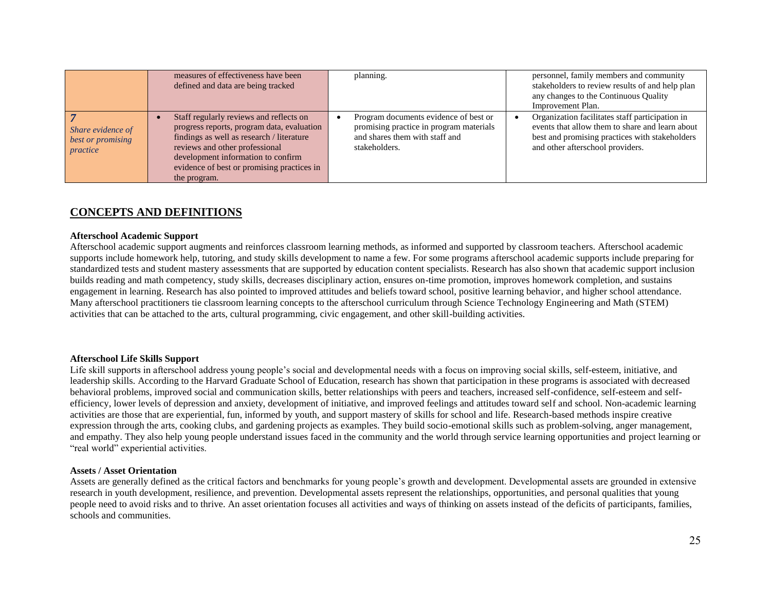| | | | |
|---|---|---|---|
| | measures of effectiveness have been defined and data are being tracked | planning. | personnel, family members and community stakeholders to review results of and help plan any changes to the Continuous Quality Improvement Plan. |
| ***7*** *Share evidence of best or promising practice* | • Staff regularly reviews and reflects on progress reports, program data, evaluation findings as well as research / literature reviews and other professional development information to confirm evidence of best or promising practices in the program. | • Program documents evidence of best or promising practice in program materials and shares them with staff and stakeholders. | • Organization facilitates staff participation in events that allow them to share and learn about best and promising practices with stakeholders and other afterschool providers. |

## CONCEPTS AND DEFINITIONS

**Afterschool Academic Support**

Afterschool academic support augments and reinforces classroom learning methods, as informed and supported by classroom teachers. Afterschool academic supports include homework help, tutoring, and study skills development to name a few. For some programs afterschool academic supports include preparing for standardized tests and student mastery assessments that are supported by education content specialists. Research has also shown that academic support inclusion builds reading and math competency, study skills, decreases disciplinary action, ensures on-time promotion, improves homework completion, and sustains engagement in learning. Research has also pointed to improved attitudes and beliefs toward school, positive learning behavior, and higher school attendance. Many afterschool practitioners tie classroom learning concepts to the afterschool curriculum through Science Technology Engineering and Math (STEM) activities that can be attached to the arts, cultural programming, civic engagement, and other skill-building activities.

**Afterschool Life Skills Support**

Life skill supports in afterschool address young people's social and developmental needs with a focus on improving social skills, self-esteem, initiative, and leadership skills. According to the Harvard Graduate School of Education, research has shown that participation in these programs is associated with decreased behavioral problems, improved social and communication skills, better relationships with peers and teachers, increased self-confidence, self-esteem and self-efficiency, lower levels of depression and anxiety, development of initiative, and improved feelings and attitudes toward self and school. Non-academic learning activities are those that are experiential, fun, informed by youth, and support mastery of skills for school and life. Research-based methods inspire creative expression through the arts, cooking clubs, and gardening projects as examples. They build socio-emotional skills such as problem-solving, anger management, and empathy. They also help young people understand issues faced in the community and the world through service learning opportunities and project learning or "real world" experiential activities.

**Assets / Asset Orientation**

Assets are generally defined as the critical factors and benchmarks for young people's growth and development. Developmental assets are grounded in extensive research in youth development, resilience, and prevention. Developmental assets represent the relationships, opportunities, and personal qualities that young people need to avoid risks and to thrive. An asset orientation focuses all activities and ways of thinking on assets instead of the deficits of participants, families, schools and communities.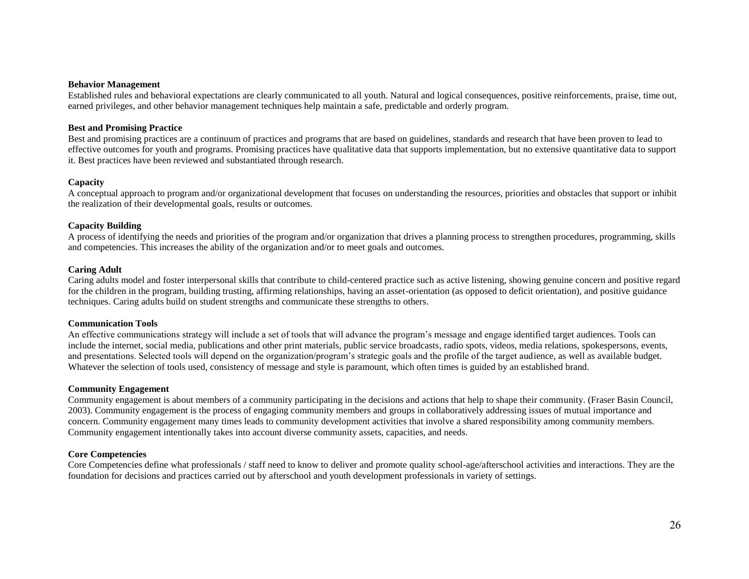**Behavior Management**

Established rules and behavioral expectations are clearly communicated to all youth. Natural and logical consequences, positive reinforcements, praise, time out, earned privileges, and other behavior management techniques help maintain a safe, predictable and orderly program.

**Best and Promising Practice**

Best and promising practices are a continuum of practices and programs that are based on guidelines, standards and research that have been proven to lead to effective outcomes for youth and programs. Promising practices have qualitative data that supports implementation, but no extensive quantitative data to support it. Best practices have been reviewed and substantiated through research.

**Capacity**

A conceptual approach to program and/or organizational development that focuses on understanding the resources, priorities and obstacles that support or inhibit the realization of their developmental goals, results or outcomes.

**Capacity Building**

A process of identifying the needs and priorities of the program and/or organization that drives a planning process to strengthen procedures, programming, skills and competencies. This increases the ability of the organization and/or to meet goals and outcomes.

**Caring Adult**

Caring adults model and foster interpersonal skills that contribute to child-centered practice such as active listening, showing genuine concern and positive regard for the children in the program, building trusting, affirming relationships, having an asset-orientation (as opposed to deficit orientation), and positive guidance techniques. Caring adults build on student strengths and communicate these strengths to others.

**Communication Tools**

An effective communications strategy will include a set of tools that will advance the program's message and engage identified target audiences. Tools can include the internet, social media, publications and other print materials, public service broadcasts, radio spots, videos, media relations, spokespersons, events, and presentations. Selected tools will depend on the organization/program's strategic goals and the profile of the target audience, as well as available budget. Whatever the selection of tools used, consistency of message and style is paramount, which often times is guided by an established brand.

**Community Engagement**

Community engagement is about members of a community participating in the decisions and actions that help to shape their community. (Fraser Basin Council, 2003). Community engagement is the process of engaging community members and groups in collaboratively addressing issues of mutual importance and concern. Community engagement many times leads to community development activities that involve a shared responsibility among community members. Community engagement intentionally takes into account diverse community assets, capacities, and needs.

**Core Competencies**

Core Competencies define what professionals / staff need to know to deliver and promote quality school-age/afterschool activities and interactions. They are the foundation for decisions and practices carried out by afterschool and youth development professionals in variety of settings.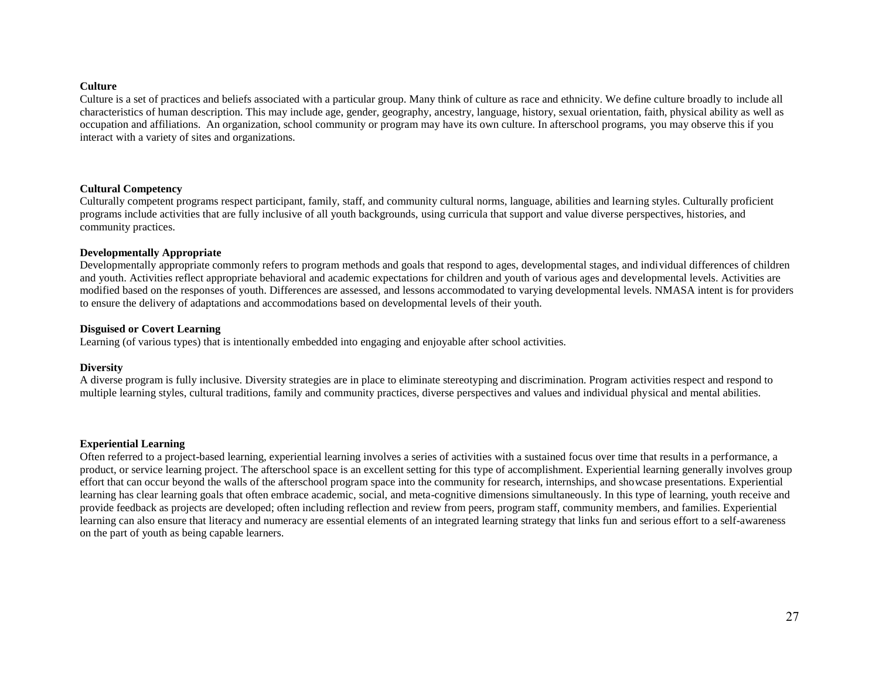**Culture**

Culture is a set of practices and beliefs associated with a particular group. Many think of culture as race and ethnicity. We define culture broadly to include all characteristics of human description. This may include age, gender, geography, ancestry, language, history, sexual orientation, faith, physical ability as well as occupation and affiliations. An organization, school community or program may have its own culture. In afterschool programs, you may observe this if you interact with a variety of sites and organizations.

**Cultural Competency**

Culturally competent programs respect participant, family, staff, and community cultural norms, language, abilities and learning styles. Culturally proficient programs include activities that are fully inclusive of all youth backgrounds, using curricula that support and value diverse perspectives, histories, and community practices.

**Developmentally Appropriate**

Developmentally appropriate commonly refers to program methods and goals that respond to ages, developmental stages, and individual differences of children and youth. Activities reflect appropriate behavioral and academic expectations for children and youth of various ages and developmental levels. Activities are modified based on the responses of youth. Differences are assessed, and lessons accommodated to varying developmental levels. NMASA intent is for providers to ensure the delivery of adaptations and accommodations based on developmental levels of their youth.

**Disguised or Covert Learning**

Learning (of various types) that is intentionally embedded into engaging and enjoyable after school activities.

**Diversity**

A diverse program is fully inclusive. Diversity strategies are in place to eliminate stereotyping and discrimination. Program activities respect and respond to multiple learning styles, cultural traditions, family and community practices, diverse perspectives and values and individual physical and mental abilities.

**Experiential Learning**

Often referred to a project-based learning, experiential learning involves a series of activities with a sustained focus over time that results in a performance, a product, or service learning project. The afterschool space is an excellent setting for this type of accomplishment. Experiential learning generally involves group effort that can occur beyond the walls of the afterschool program space into the community for research, internships, and showcase presentations. Experiential learning has clear learning goals that often embrace academic, social, and meta-cognitive dimensions simultaneously. In this type of learning, youth receive and provide feedback as projects are developed; often including reflection and review from peers, program staff, community members, and families. Experiential learning can also ensure that literacy and numeracy are essential elements of an integrated learning strategy that links fun and serious effort to a self-awareness on the part of youth as being capable learners.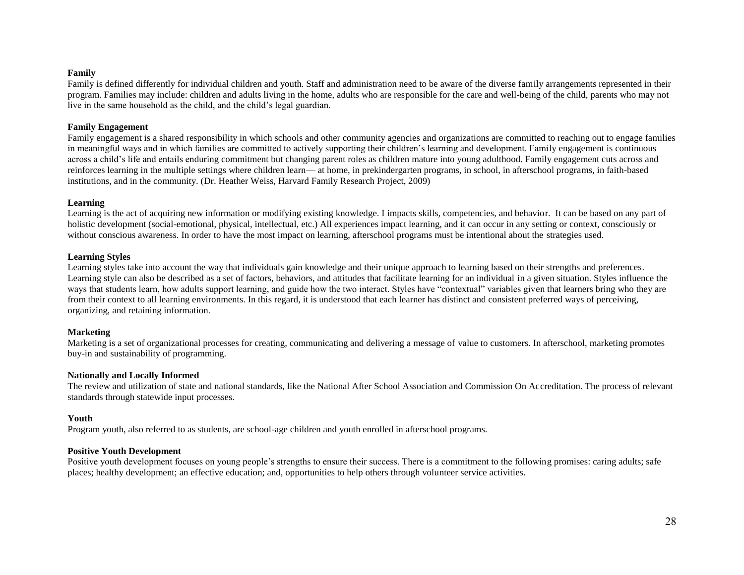**Family**

Family is defined differently for individual children and youth. Staff and administration need to be aware of the diverse family arrangements represented in their program. Families may include: children and adults living in the home, adults who are responsible for the care and well-being of the child, parents who may not live in the same household as the child, and the child's legal guardian.

**Family Engagement**

Family engagement is a shared responsibility in which schools and other community agencies and organizations are committed to reaching out to engage families in meaningful ways and in which families are committed to actively supporting their children's learning and development. Family engagement is continuous across a child's life and entails enduring commitment but changing parent roles as children mature into young adulthood. Family engagement cuts across and reinforces learning in the multiple settings where children learn— at home, in prekindergarten programs, in school, in afterschool programs, in faith-based institutions, and in the community. (Dr. Heather Weiss, Harvard Family Research Project, 2009)

**Learning**

Learning is the act of acquiring new information or modifying existing knowledge. I impacts skills, competencies, and behavior. It can be based on any part of holistic development (social-emotional, physical, intellectual, etc.) All experiences impact learning, and it can occur in any setting or context, consciously or without conscious awareness. In order to have the most impact on learning, afterschool programs must be intentional about the strategies used.

**Learning Styles**

Learning styles take into account the way that individuals gain knowledge and their unique approach to learning based on their strengths and preferences. Learning style can also be described as a set of factors, behaviors, and attitudes that facilitate learning for an individual in a given situation. Styles influence the ways that students learn, how adults support learning, and guide how the two interact. Styles have "contextual" variables given that learners bring who they are from their context to all learning environments. In this regard, it is understood that each learner has distinct and consistent preferred ways of perceiving, organizing, and retaining information.

**Marketing**

Marketing is a set of organizational processes for creating, communicating and delivering a message of value to customers. In afterschool, marketing promotes buy-in and sustainability of programming.

**Nationally and Locally Informed**

The review and utilization of state and national standards, like the National After School Association and Commission On Accreditation. The process of relevant standards through statewide input processes.

**Youth**

Program youth, also referred to as students, are school-age children and youth enrolled in afterschool programs.

**Positive Youth Development**

Positive youth development focuses on young people's strengths to ensure their success. There is a commitment to the following promises: caring adults; safe places; healthy development; an effective education; and, opportunities to help others through volunteer service activities.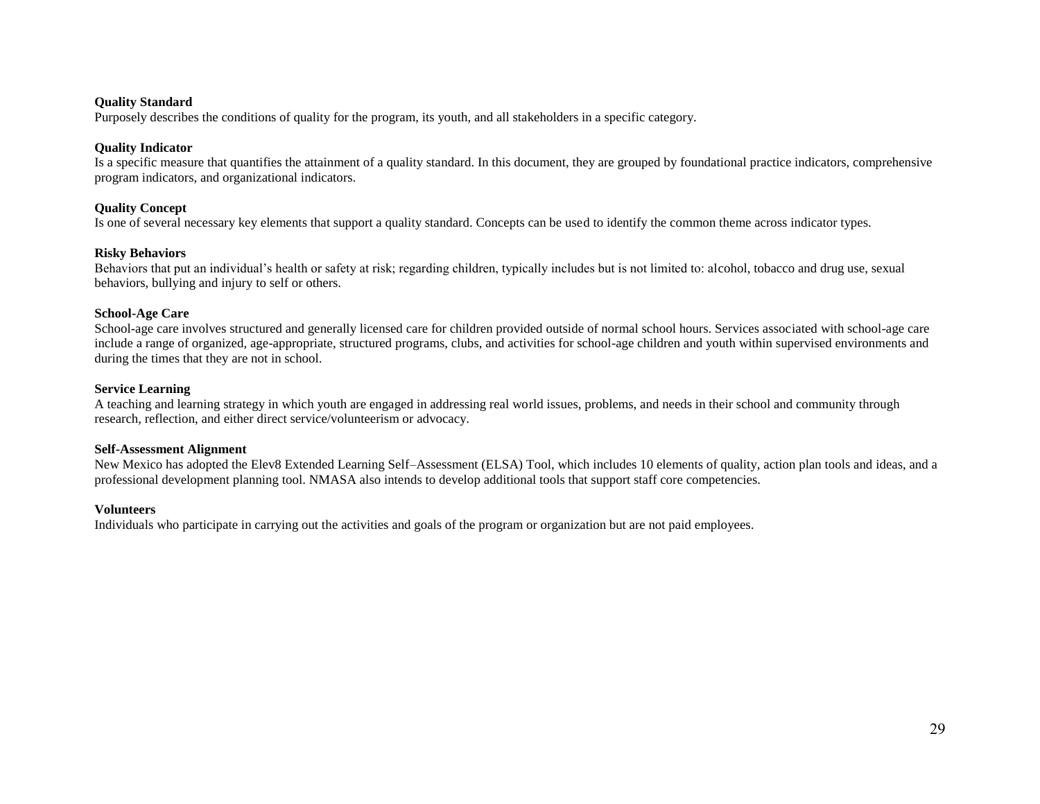**Quality Standard**
Purposely describes the conditions of quality for the program, its youth, and all stakeholders in a specific category.

**Quality Indicator**
Is a specific measure that quantifies the attainment of a quality standard. In this document, they are grouped by foundational practice indicators, comprehensive program indicators, and organizational indicators.

**Quality Concept**
Is one of several necessary key elements that support a quality standard. Concepts can be used to identify the common theme across indicator types.

**Risky Behaviors**
Behaviors that put an individual's health or safety at risk; regarding children, typically includes but is not limited to: alcohol, tobacco and drug use, sexual behaviors, bullying and injury to self or others.

**School-Age Care**
School-age care involves structured and generally licensed care for children provided outside of normal school hours. Services associated with school-age care include a range of organized, age-appropriate, structured programs, clubs, and activities for school-age children and youth within supervised environments and during the times that they are not in school.

**Service Learning**
A teaching and learning strategy in which youth are engaged in addressing real world issues, problems, and needs in their school and community through research, reflection, and either direct service/volunteerism or advocacy.

**Self-Assessment Alignment**
New Mexico has adopted the Elev8 Extended Learning Self–Assessment (ELSA) Tool, which includes 10 elements of quality, action plan tools and ideas, and a professional development planning tool. NMASA also intends to develop additional tools that support staff core competencies.

**Volunteers**
Individuals who participate in carrying out the activities and goals of the program or organization but are not paid employees.